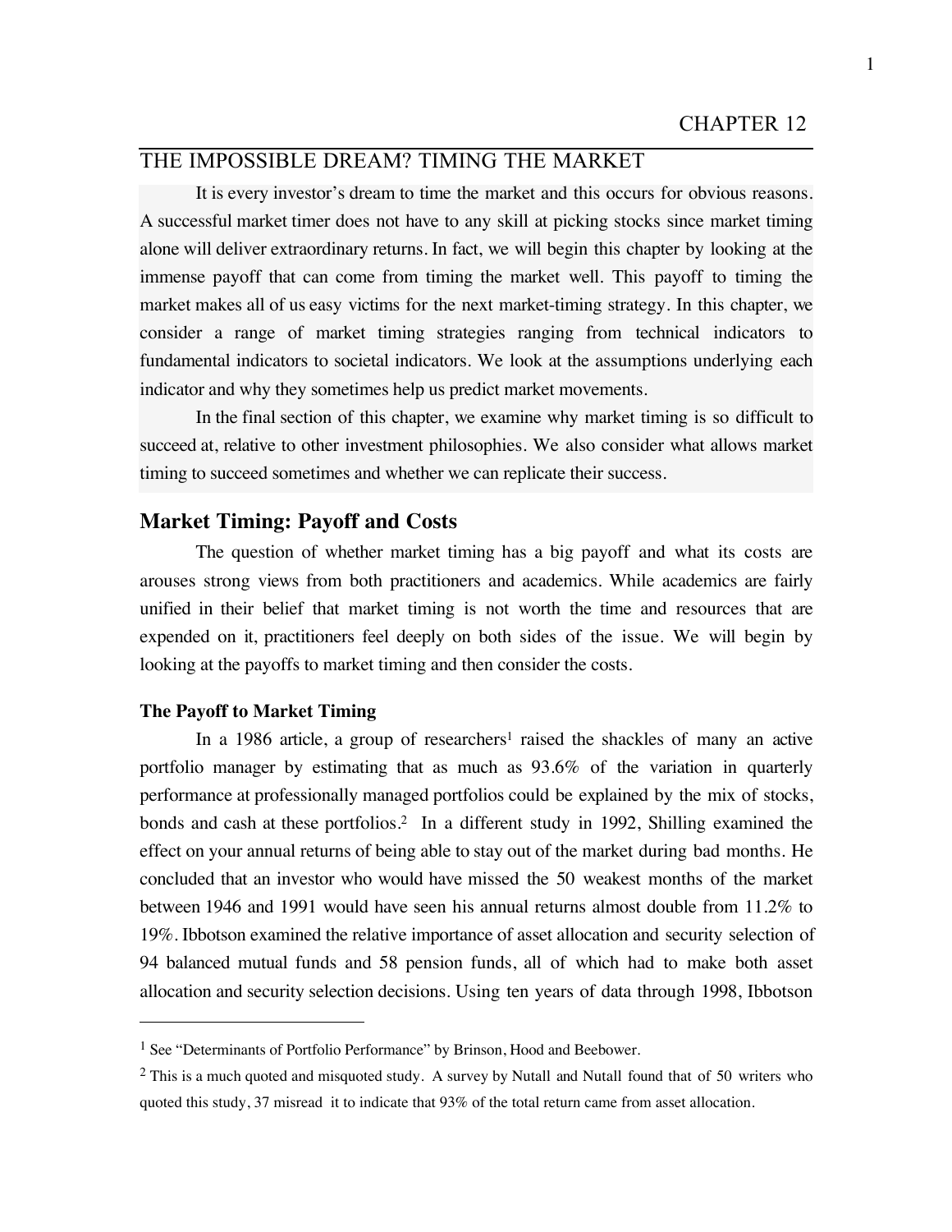# CHAPTER 12

## THE IMPOSSIBLE DREAM? TIMING THE MARKET

It is every investor's dream to time the market and this occurs for obvious reasons. A successful market timer does not have to any skill at picking stocks since market timing alone will deliver extraordinary returns. In fact, we will begin this chapter by looking at the immense payoff that can come from timing the market well. This payoff to timing the market makes all of us easy victims for the next market-timing strategy. In this chapter, we consider a range of market timing strategies ranging from technical indicators to fundamental indicators to societal indicators. We look at the assumptions underlying each indicator and why they sometimes help us predict market movements.

In the final section of this chapter, we examine why market timing is so difficult to succeed at, relative to other investment philosophies. We also consider what allows market timing to succeed sometimes and whether we can replicate their success.

## Market Timing: Payoff and Costs

The question of whether market timing has a big payoff and what its costs are arouses strong views from both practitioners and academics. While academics are fairly unified in their belief that market timing is not worth the time and resources that are expended on it, practitioners feel deeply on both sides of the issue. We will begin by looking at the payoffs to market timing and then consider the costs.

### The Payoff to Market Timing

In a 1986 article, a group of researchers[1] raised the shackles of many an active portfolio manager by estimating that as much as 93.6% of the variation in quarterly performance at professionally managed portfolios could be explained by the mix of stocks, bonds and cash at these portfolios.[2] In a different study in 1992, Shilling examined the effect on your annual returns of being able to stay out of the market during bad months. He concluded that an investor who would have missed the 50 weakest months of the market between 1946 and 1991 would have seen his annual returns almost double from 11.2% to 19%. Ibbotson examined the relative importance of asset allocation and security selection of 94 balanced mutual funds and 58 pension funds, all of which had to make both asset allocation and security selection decisions. Using ten years of data through 1998, Ibbotson

---

[1] See "Determinants of Portfolio Performance" by Brinson, Hood and Beebower.

[2] This is a much quoted and misquoted study. A survey by Nutall and Nutall found that of 50 writers who quoted this study, 37 misread it to indicate that 93% of the total return came from asset allocation.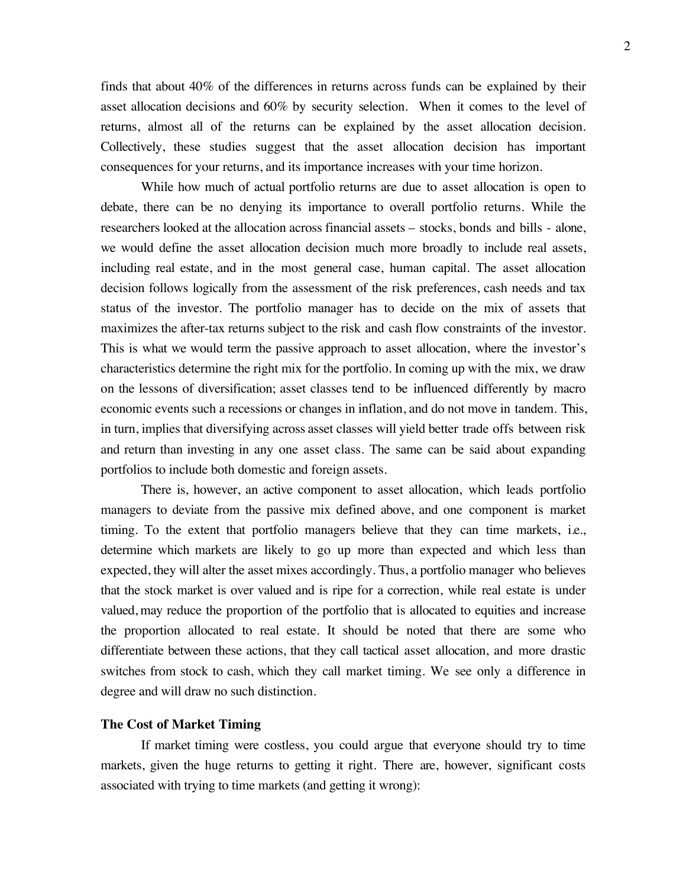finds that about 40% of the differences in returns across funds can be explained by their asset allocation decisions and 60% by security selection. When it comes to the level of returns, almost all of the returns can be explained by the asset allocation decision. Collectively, these studies suggest that the asset allocation decision has important consequences for your returns, and its importance increases with your time horizon.

While how much of actual portfolio returns are due to asset allocation is open to debate, there can be no denying its importance to overall portfolio returns. While the researchers looked at the allocation across financial assets – stocks, bonds and bills - alone, we would define the asset allocation decision much more broadly to include real assets, including real estate, and in the most general case, human capital. The asset allocation decision follows logically from the assessment of the risk preferences, cash needs and tax status of the investor. The portfolio manager has to decide on the mix of assets that maximizes the after-tax returns subject to the risk and cash flow constraints of the investor. This is what we would term the passive approach to asset allocation, where the investor's characteristics determine the right mix for the portfolio. In coming up with the mix, we draw on the lessons of diversification; asset classes tend to be influenced differently by macro economic events such a recessions or changes in inflation, and do not move in tandem. This, in turn, implies that diversifying across asset classes will yield better trade offs between risk and return than investing in any one asset class. The same can be said about expanding portfolios to include both domestic and foreign assets.

There is, however, an active component to asset allocation, which leads portfolio managers to deviate from the passive mix defined above, and one component is market timing. To the extent that portfolio managers believe that they can time markets, i.e., determine which markets are likely to go up more than expected and which less than expected, they will alter the asset mixes accordingly. Thus, a portfolio manager who believes that the stock market is over valued and is ripe for a correction, while real estate is under valued, may reduce the proportion of the portfolio that is allocated to equities and increase the proportion allocated to real estate. It should be noted that there are some who differentiate between these actions, that they call tactical asset allocation, and more drastic switches from stock to cash, which they call market timing. We see only a difference in degree and will draw no such distinction.

### The Cost of Market Timing

If market timing were costless, you could argue that everyone should try to time markets, given the huge returns to getting it right. There are, however, significant costs associated with trying to time markets (and getting it wrong):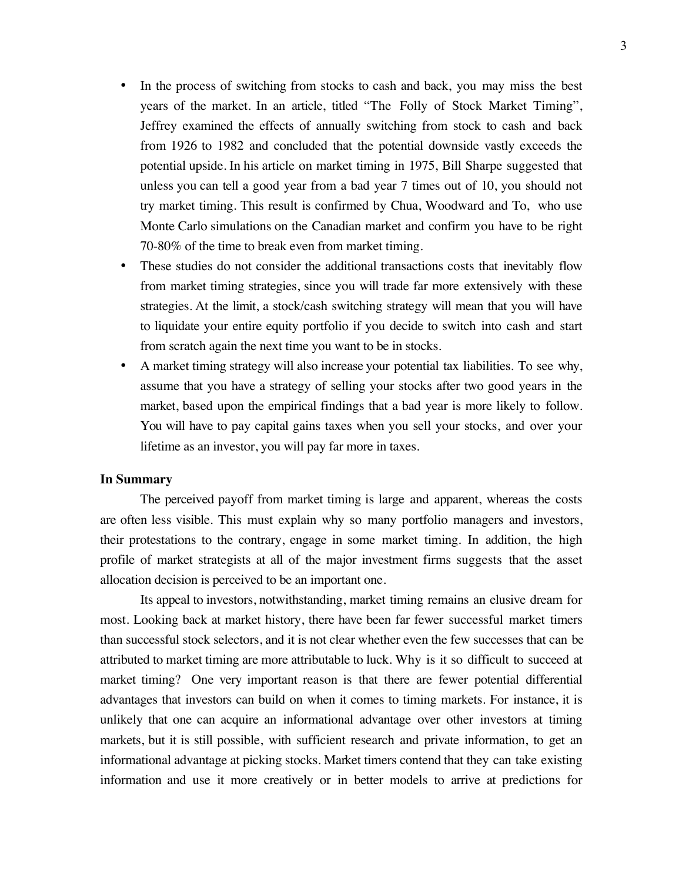- In the process of switching from stocks to cash and back, you may miss the best years of the market. In an article, titled "The Folly of Stock Market Timing", Jeffrey examined the effects of annually switching from stock to cash and back from 1926 to 1982 and concluded that the potential downside vastly exceeds the potential upside. In his article on market timing in 1975, Bill Sharpe suggested that unless you can tell a good year from a bad year 7 times out of 10, you should not try market timing. This result is confirmed by Chua, Woodward and To, who use Monte Carlo simulations on the Canadian market and confirm you have to be right 70-80% of the time to break even from market timing.
- These studies do not consider the additional transactions costs that inevitably flow from market timing strategies, since you will trade far more extensively with these strategies. At the limit, a stock/cash switching strategy will mean that you will have to liquidate your entire equity portfolio if you decide to switch into cash and start from scratch again the next time you want to be in stocks.
- A market timing strategy will also increase your potential tax liabilities. To see why, assume that you have a strategy of selling your stocks after two good years in the market, based upon the empirical findings that a bad year is more likely to follow. You will have to pay capital gains taxes when you sell your stocks, and over your lifetime as an investor, you will pay far more in taxes.

**In Summary**

The perceived payoff from market timing is large and apparent, whereas the costs are often less visible. This must explain why so many portfolio managers and investors, their protestations to the contrary, engage in some market timing. In addition, the high profile of market strategists at all of the major investment firms suggests that the asset allocation decision is perceived to be an important one.

Its appeal to investors, notwithstanding, market timing remains an elusive dream for most. Looking back at market history, there have been far fewer successful market timers than successful stock selectors, and it is not clear whether even the few successes that can be attributed to market timing are more attributable to luck. Why is it so difficult to succeed at market timing? One very important reason is that there are fewer potential differential advantages that investors can build on when it comes to timing markets. For instance, it is unlikely that one can acquire an informational advantage over other investors at timing markets, but it is still possible, with sufficient research and private information, to get an informational advantage at picking stocks. Market timers contend that they can take existing information and use it more creatively or in better models to arrive at predictions for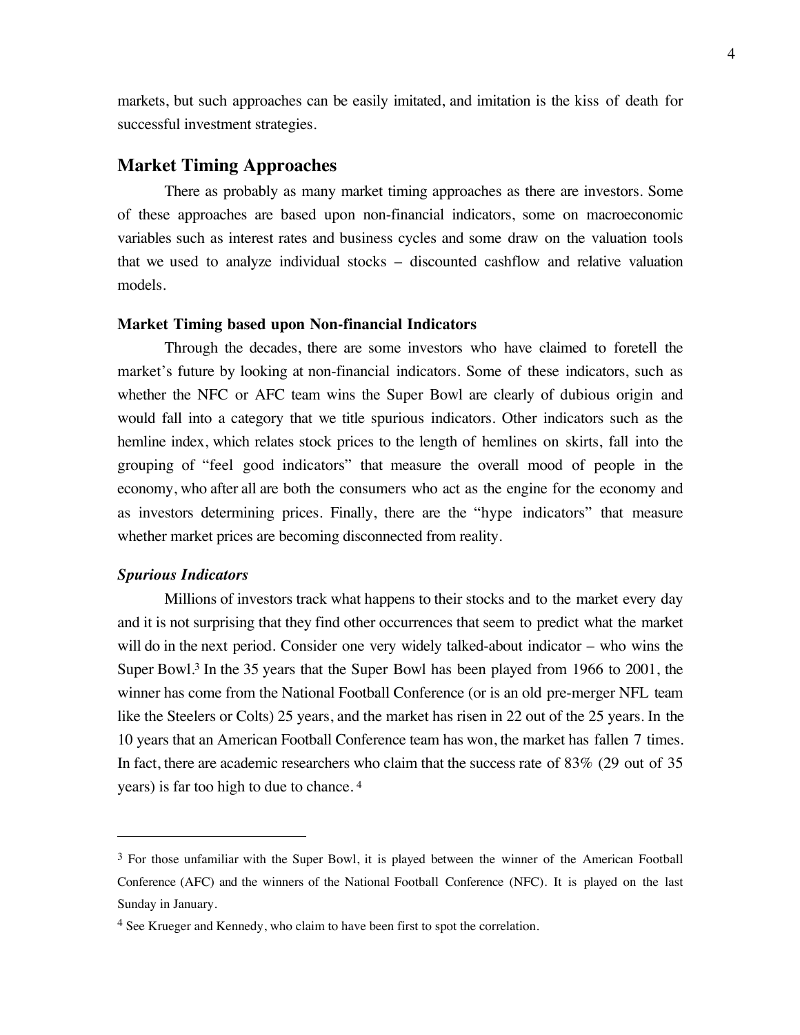markets, but such approaches can be easily imitated, and imitation is the kiss of death for successful investment strategies.

## Market Timing Approaches

There as probably as many market timing approaches as there are investors. Some of these approaches are based upon non-financial indicators, some on macroeconomic variables such as interest rates and business cycles and some draw on the valuation tools that we used to analyze individual stocks – discounted cashflow and relative valuation models.

### Market Timing based upon Non-financial Indicators

Through the decades, there are some investors who have claimed to foretell the market's future by looking at non-financial indicators. Some of these indicators, such as whether the NFC or AFC team wins the Super Bowl are clearly of dubious origin and would fall into a category that we title spurious indicators. Other indicators such as the hemline index, which relates stock prices to the length of hemlines on skirts, fall into the grouping of "feel good indicators" that measure the overall mood of people in the economy, who after all are both the consumers who act as the engine for the economy and as investors determining prices. Finally, there are the "hype indicators" that measure whether market prices are becoming disconnected from reality.

#### *Spurious Indicators*

Millions of investors track what happens to their stocks and to the market every day and it is not surprising that they find other occurrences that seem to predict what the market will do in the next period. Consider one very widely talked-about indicator – who wins the Super Bowl.[3] In the 35 years that the Super Bowl has been played from 1966 to 2001, the winner has come from the National Football Conference (or is an old pre-merger NFL team like the Steelers or Colts) 25 years, and the market has risen in 22 out of the 25 years. In the 10 years that an American Football Conference team has won, the market has fallen 7 times. In fact, there are academic researchers who claim that the success rate of 83% (29 out of 35 years) is far too high to due to chance.[4]

---

[3] For those unfamiliar with the Super Bowl, it is played between the winner of the American Football Conference (AFC) and the winners of the National Football Conference (NFC). It is played on the last Sunday in January.

[4] See Krueger and Kennedy, who claim to have been first to spot the correlation.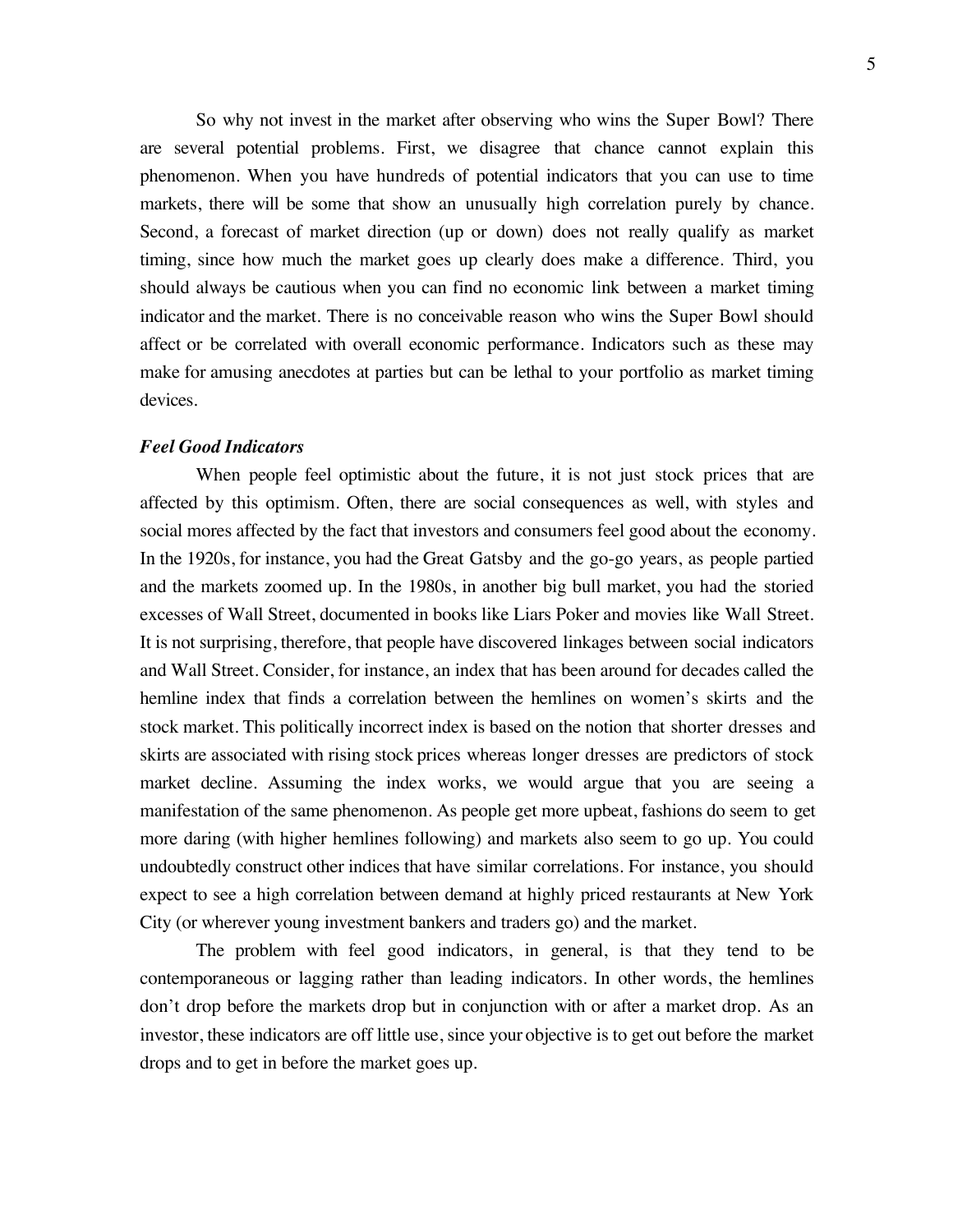So why not invest in the market after observing who wins the Super Bowl? There are several potential problems. First, we disagree that chance cannot explain this phenomenon. When you have hundreds of potential indicators that you can use to time markets, there will be some that show an unusually high correlation purely by chance. Second, a forecast of market direction (up or down) does not really qualify as market timing, since how much the market goes up clearly does make a difference. Third, you should always be cautious when you can find no economic link between a market timing indicator and the market. There is no conceivable reason who wins the Super Bowl should affect or be correlated with overall economic performance. Indicators such as these may make for amusing anecdotes at parties but can be lethal to your portfolio as market timing devices.

***Feel Good Indicators***

When people feel optimistic about the future, it is not just stock prices that are affected by this optimism. Often, there are social consequences as well, with styles and social mores affected by the fact that investors and consumers feel good about the economy. In the 1920s, for instance, you had the Great Gatsby and the go-go years, as people partied and the markets zoomed up. In the 1980s, in another big bull market, you had the storied excesses of Wall Street, documented in books like Liars Poker and movies like Wall Street. It is not surprising, therefore, that people have discovered linkages between social indicators and Wall Street. Consider, for instance, an index that has been around for decades called the hemline index that finds a correlation between the hemlines on women's skirts and the stock market. This politically incorrect index is based on the notion that shorter dresses and skirts are associated with rising stock prices whereas longer dresses are predictors of stock market decline. Assuming the index works, we would argue that you are seeing a manifestation of the same phenomenon. As people get more upbeat, fashions do seem to get more daring (with higher hemlines following) and markets also seem to go up. You could undoubtedly construct other indices that have similar correlations. For instance, you should expect to see a high correlation between demand at highly priced restaurants at New York City (or wherever young investment bankers and traders go) and the market.

The problem with feel good indicators, in general, is that they tend to be contemporaneous or lagging rather than leading indicators. In other words, the hemlines don't drop before the markets drop but in conjunction with or after a market drop. As an investor, these indicators are off little use, since your objective is to get out before the market drops and to get in before the market goes up.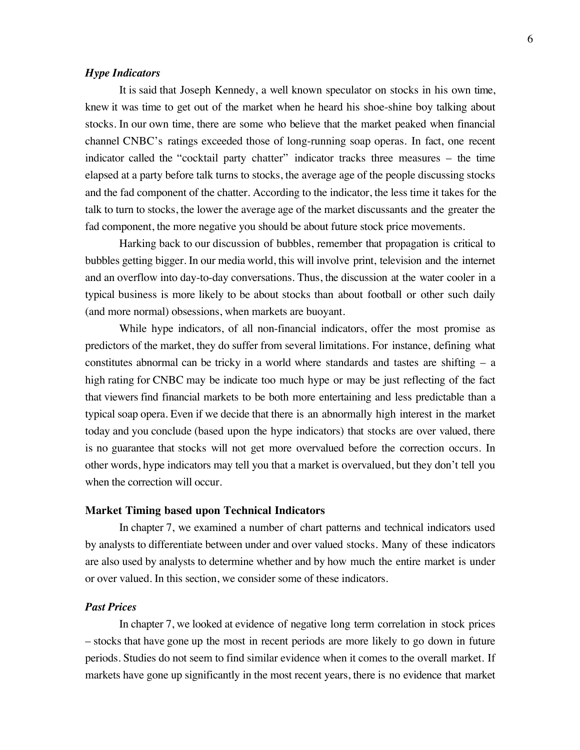### *Hype Indicators*

It is said that Joseph Kennedy, a well known speculator on stocks in his own time, knew it was time to get out of the market when he heard his shoe-shine boy talking about stocks. In our own time, there are some who believe that the market peaked when financial channel CNBC's ratings exceeded those of long-running soap operas. In fact, one recent indicator called the "cocktail party chatter" indicator tracks three measures – the time elapsed at a party before talk turns to stocks, the average age of the people discussing stocks and the fad component of the chatter. According to the indicator, the less time it takes for the talk to turn to stocks, the lower the average age of the market discussants and the greater the fad component, the more negative you should be about future stock price movements.

Harking back to our discussion of bubbles, remember that propagation is critical to bubbles getting bigger. In our media world, this will involve print, television and the internet and an overflow into day-to-day conversations. Thus, the discussion at the water cooler in a typical business is more likely to be about stocks than about football or other such daily (and more normal) obsessions, when markets are buoyant.

While hype indicators, of all non-financial indicators, offer the most promise as predictors of the market, they do suffer from several limitations. For instance, defining what constitutes abnormal can be tricky in a world where standards and tastes are shifting – a high rating for CNBC may be indicate too much hype or may be just reflecting of the fact that viewers find financial markets to be both more entertaining and less predictable than a typical soap opera. Even if we decide that there is an abnormally high interest in the market today and you conclude (based upon the hype indicators) that stocks are over valued, there is no guarantee that stocks will not get more overvalued before the correction occurs. In other words, hype indicators may tell you that a market is overvalued, but they don't tell you when the correction will occur.

## Market Timing based upon Technical Indicators

In chapter 7, we examined a number of chart patterns and technical indicators used by analysts to differentiate between under and over valued stocks. Many of these indicators are also used by analysts to determine whether and by how much the entire market is under or over valued. In this section, we consider some of these indicators.

### *Past Prices*

In chapter 7, we looked at evidence of negative long term correlation in stock prices – stocks that have gone up the most in recent periods are more likely to go down in future periods. Studies do not seem to find similar evidence when it comes to the overall market. If markets have gone up significantly in the most recent years, there is no evidence that market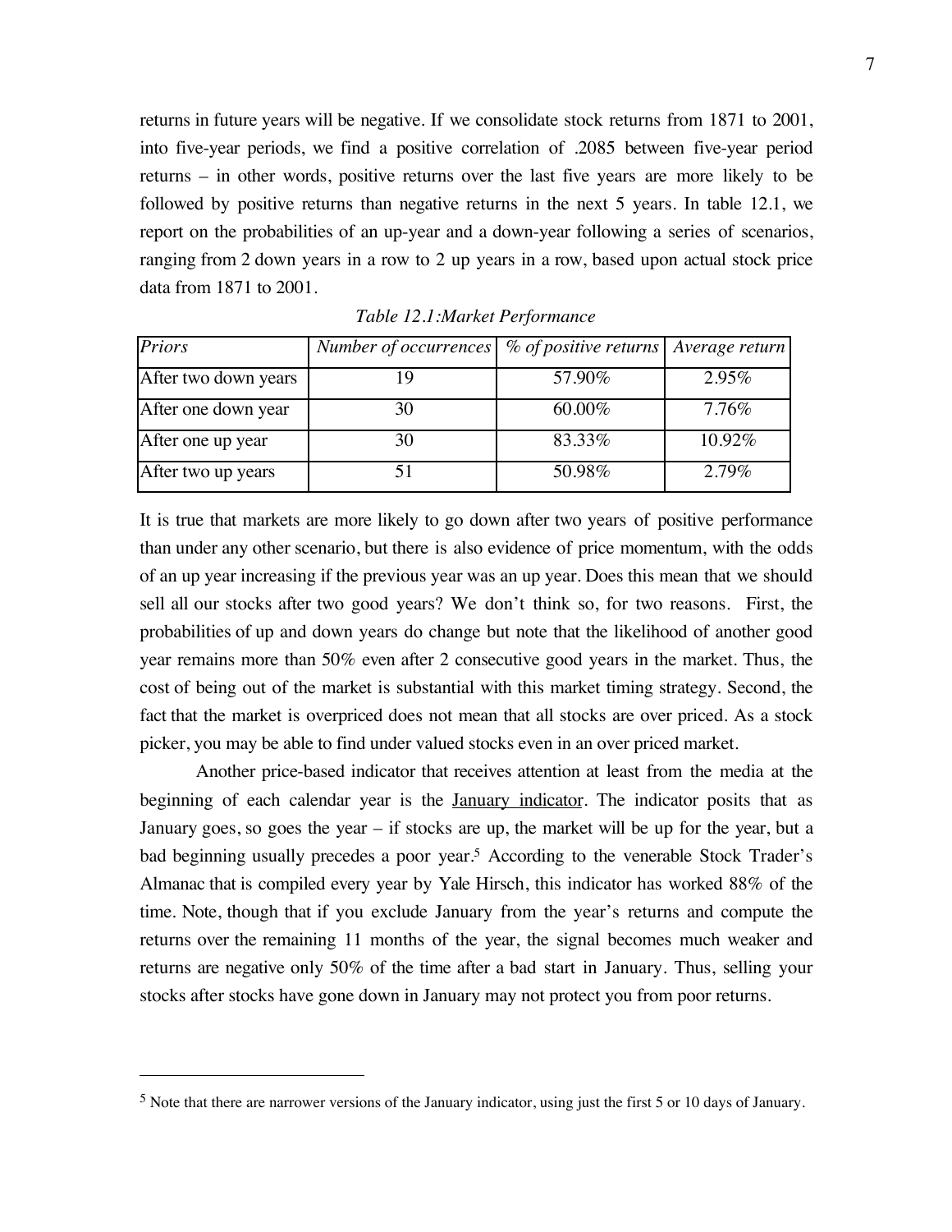returns in future years will be negative. If we consolidate stock returns from 1871 to 2001, into five-year periods, we find a positive correlation of .2085 between five-year period returns – in other words, positive returns over the last five years are more likely to be followed by positive returns than negative returns in the next 5 years. In table 12.1, we report on the probabilities of an up-year and a down-year following a series of scenarios, ranging from 2 down years in a row to 2 up years in a row, based upon actual stock price data from 1871 to 2001.

*Table 12.1:Market Performance*

| *Priors* | *Number of occurrences* | *% of positive returns* | *Average return* |
|---|---|---|---|
| After two down years | 19 | 57.90% | 2.95% |
| After one down year | 30 | 60.00% | 7.76% |
| After one up year | 30 | 83.33% | 10.92% |
| After two up years | 51 | 50.98% | 2.79% |

It is true that markets are more likely to go down after two years of positive performance than under any other scenario, but there is also evidence of price momentum, with the odds of an up year increasing if the previous year was an up year. Does this mean that we should sell all our stocks after two good years? We don't think so, for two reasons. First, the probabilities of up and down years do change but note that the likelihood of another good year remains more than 50% even after 2 consecutive good years in the market. Thus, the cost of being out of the market is substantial with this market timing strategy. Second, the fact that the market is overpriced does not mean that all stocks are over priced. As a stock picker, you may be able to find under valued stocks even in an over priced market.

Another price-based indicator that receives attention at least from the media at the beginning of each calendar year is the January indicator. The indicator posits that as January goes, so goes the year – if stocks are up, the market will be up for the year, but a bad beginning usually precedes a poor year.[5] According to the venerable Stock Trader's Almanac that is compiled every year by Yale Hirsch, this indicator has worked 88% of the time. Note, though that if you exclude January from the year's returns and compute the returns over the remaining 11 months of the year, the signal becomes much weaker and returns are negative only 50% of the time after a bad start in January. Thus, selling your stocks after stocks have gone down in January may not protect you from poor returns.

---

[5] Note that there are narrower versions of the January indicator, using just the first 5 or 10 days of January.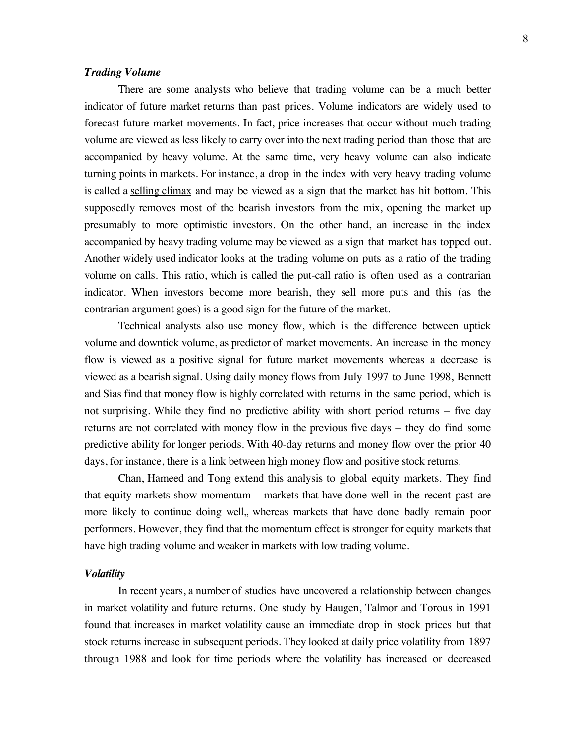### *Trading Volume*

There are some analysts who believe that trading volume can be a much better indicator of future market returns than past prices. Volume indicators are widely used to forecast future market movements. In fact, price increases that occur without much trading volume are viewed as less likely to carry over into the next trading period than those that are accompanied by heavy volume. At the same time, very heavy volume can also indicate turning points in markets. For instance, a drop in the index with very heavy trading volume is called a <u>selling climax</u> and may be viewed as a sign that the market has hit bottom. This supposedly removes most of the bearish investors from the mix, opening the market up presumably to more optimistic investors. On the other hand, an increase in the index accompanied by heavy trading volume may be viewed as a sign that market has topped out. Another widely used indicator looks at the trading volume on puts as a ratio of the trading volume on calls. This ratio, which is called the <u>put-call ratio</u> is often used as a contrarian indicator. When investors become more bearish, they sell more puts and this (as the contrarian argument goes) is a good sign for the future of the market.

Technical analysts also use <u>money flow</u>, which is the difference between uptick volume and downtick volume, as predictor of market movements. An increase in the money flow is viewed as a positive signal for future market movements whereas a decrease is viewed as a bearish signal. Using daily money flows from July 1997 to June 1998, Bennett and Sias find that money flow is highly correlated with returns in the same period, which is not surprising. While they find no predictive ability with short period returns – five day returns are not correlated with money flow in the previous five days – they do find some predictive ability for longer periods. With 40-day returns and money flow over the prior 40 days, for instance, there is a link between high money flow and positive stock returns.

Chan, Hameed and Tong extend this analysis to global equity markets. They find that equity markets show momentum – markets that have done well in the recent past are more likely to continue doing well„ whereas markets that have done badly remain poor performers. However, they find that the momentum effect is stronger for equity markets that have high trading volume and weaker in markets with low trading volume.

### *Volatility*

In recent years, a number of studies have uncovered a relationship between changes in market volatility and future returns. One study by Haugen, Talmor and Torous in 1991 found that increases in market volatility cause an immediate drop in stock prices but that stock returns increase in subsequent periods. They looked at daily price volatility from 1897 through 1988 and look for time periods where the volatility has increased or decreased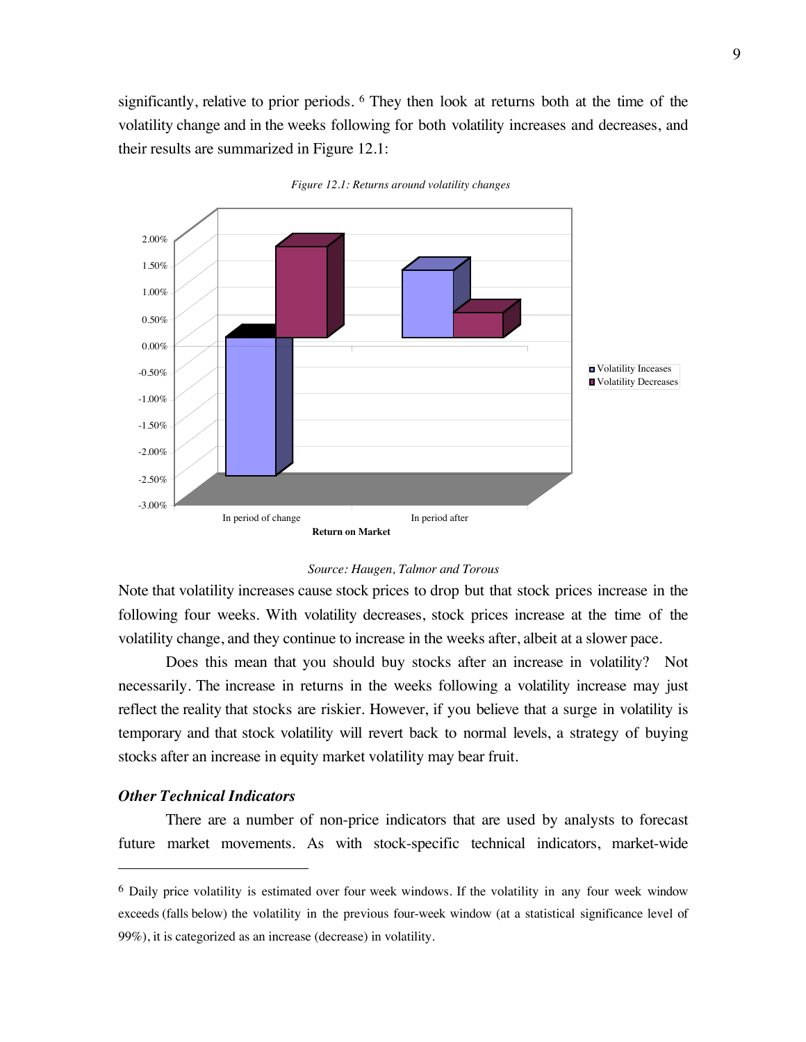significantly, relative to prior periods.[6] They then look at returns both at the time of the volatility change and in the weeks following for both volatility increases and decreases, and their results are summarized in Figure 12.1:

*Figure 12.1: Returns around volatility changes*

*Source: Haugen, Talmor and Torous*

Note that volatility increases cause stock prices to drop but that stock prices increase in the following four weeks. With volatility decreases, stock prices increase at the time of the volatility change, and they continue to increase in the weeks after, albeit at a slower pace.

Does this mean that you should buy stocks after an increase in volatility? Not necessarily. The increase in returns in the weeks following a volatility increase may just reflect the reality that stocks are riskier. However, if you believe that a surge in volatility is temporary and that stock volatility will revert back to normal levels, a strategy of buying stocks after an increase in equity market volatility may bear fruit.

### *Other Technical Indicators*

There are a number of non-price indicators that are used by analysts to forecast future market movements. As with stock-specific technical indicators, market-wide

---

[6] Daily price volatility is estimated over four week windows. If the volatility in any four week window exceeds (falls below) the volatility in the previous four-week window (at a statistical significance level of 99%), it is categorized as an increase (decrease) in volatility.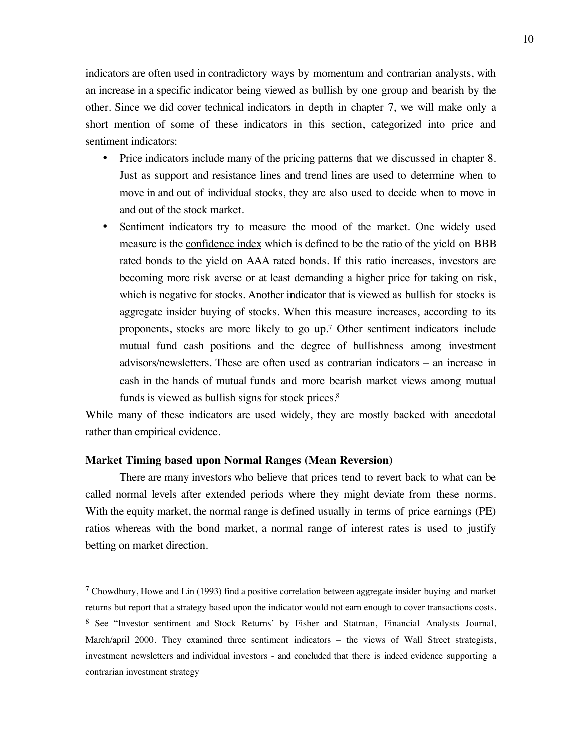indicators are often used in contradictory ways by momentum and contrarian analysts, with an increase in a specific indicator being viewed as bullish by one group and bearish by the other. Since we did cover technical indicators in depth in chapter 7, we will make only a short mention of some of these indicators in this section, categorized into price and sentiment indicators:

- Price indicators include many of the pricing patterns that we discussed in chapter 8. Just as support and resistance lines and trend lines are used to determine when to move in and out of individual stocks, they are also used to decide when to move in and out of the stock market.
- Sentiment indicators try to measure the mood of the market. One widely used measure is the <u>confidence index</u> which is defined to be the ratio of the yield on BBB rated bonds to the yield on AAA rated bonds. If this ratio increases, investors are becoming more risk averse or at least demanding a higher price for taking on risk, which is negative for stocks. Another indicator that is viewed as bullish for stocks is <u>aggregate insider buying</u> of stocks. When this measure increases, according to its proponents, stocks are more likely to go up.[7] Other sentiment indicators include mutual fund cash positions and the degree of bullishness among investment advisors/newsletters. These are often used as contrarian indicators – an increase in cash in the hands of mutual funds and more bearish market views among mutual funds is viewed as bullish signs for stock prices.[8]

While many of these indicators are used widely, they are mostly backed with anecdotal rather than empirical evidence.

### Market Timing based upon Normal Ranges (Mean Reversion)

There are many investors who believe that prices tend to revert back to what can be called normal levels after extended periods where they might deviate from these norms. With the equity market, the normal range is defined usually in terms of price earnings (PE) ratios whereas with the bond market, a normal range of interest rates is used to justify betting on market direction.

---

[7] Chowdhury, Howe and Lin (1993) find a positive correlation between aggregate insider buying and market returns but report that a strategy based upon the indicator would not earn enough to cover transactions costs.

[8] See "Investor sentiment and Stock Returns' by Fisher and Statman, Financial Analysts Journal, March/april 2000. They examined three sentiment indicators – the views of Wall Street strategists, investment newsletters and individual investors - and concluded that there is indeed evidence supporting a contrarian investment strategy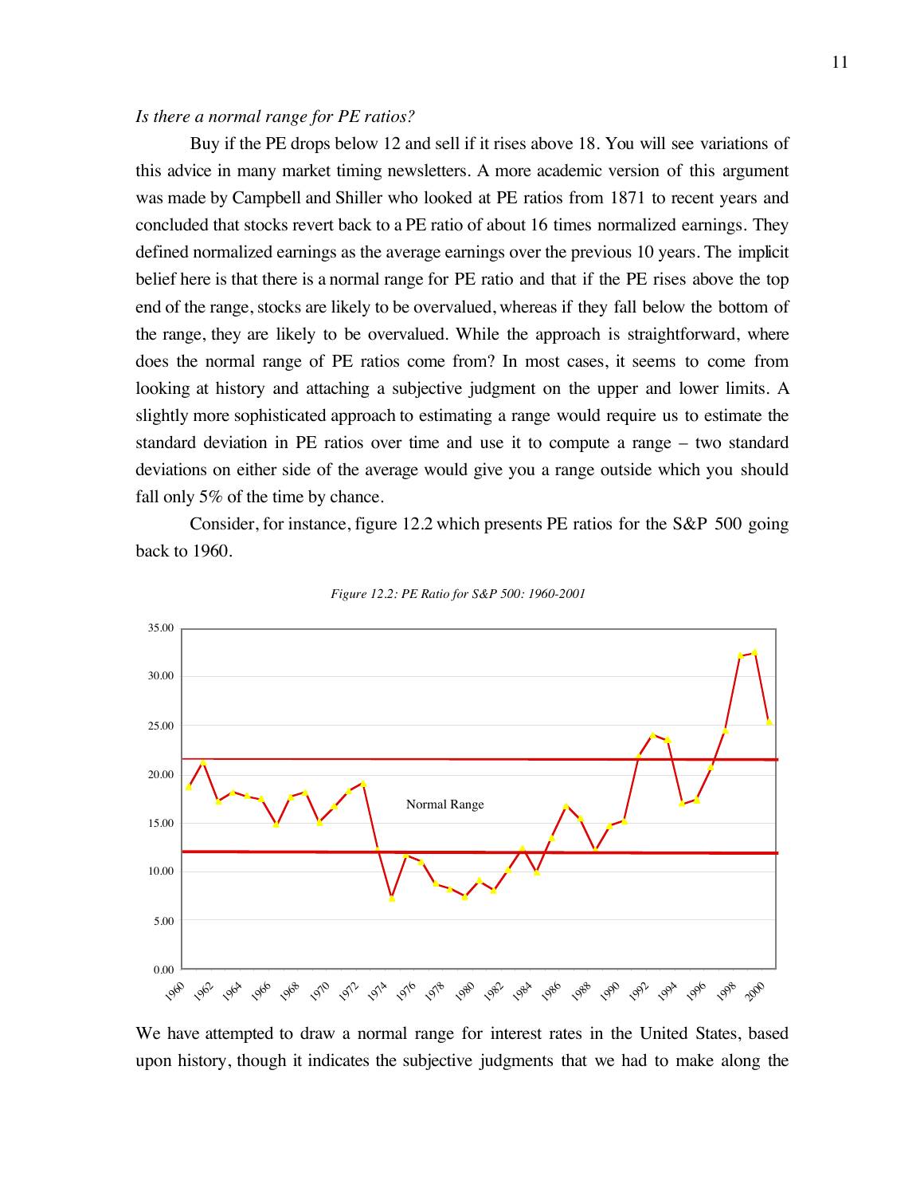*Is there a normal range for PE ratios?*

Buy if the PE drops below 12 and sell if it rises above 18. You will see variations of this advice in many market timing newsletters. A more academic version of this argument was made by Campbell and Shiller who looked at PE ratios from 1871 to recent years and concluded that stocks revert back to a PE ratio of about 16 times normalized earnings. They defined normalized earnings as the average earnings over the previous 10 years. The implicit belief here is that there is a normal range for PE ratio and that if the PE rises above the top end of the range, stocks are likely to be overvalued, whereas if they fall below the bottom of the range, they are likely to be overvalued. While the approach is straightforward, where does the normal range of PE ratios come from? In most cases, it seems to come from looking at history and attaching a subjective judgment on the upper and lower limits. A slightly more sophisticated approach to estimating a range would require us to estimate the standard deviation in PE ratios over time and use it to compute a range – two standard deviations on either side of the average would give you a range outside which you should fall only 5% of the time by chance.

Consider, for instance, figure 12.2 which presents PE ratios for the S&P 500 going back to 1960.

*Figure 12.2: PE Ratio for S&P 500: 1960-2001*

We have attempted to draw a normal range for interest rates in the United States, based upon history, though it indicates the subjective judgments that we had to make along the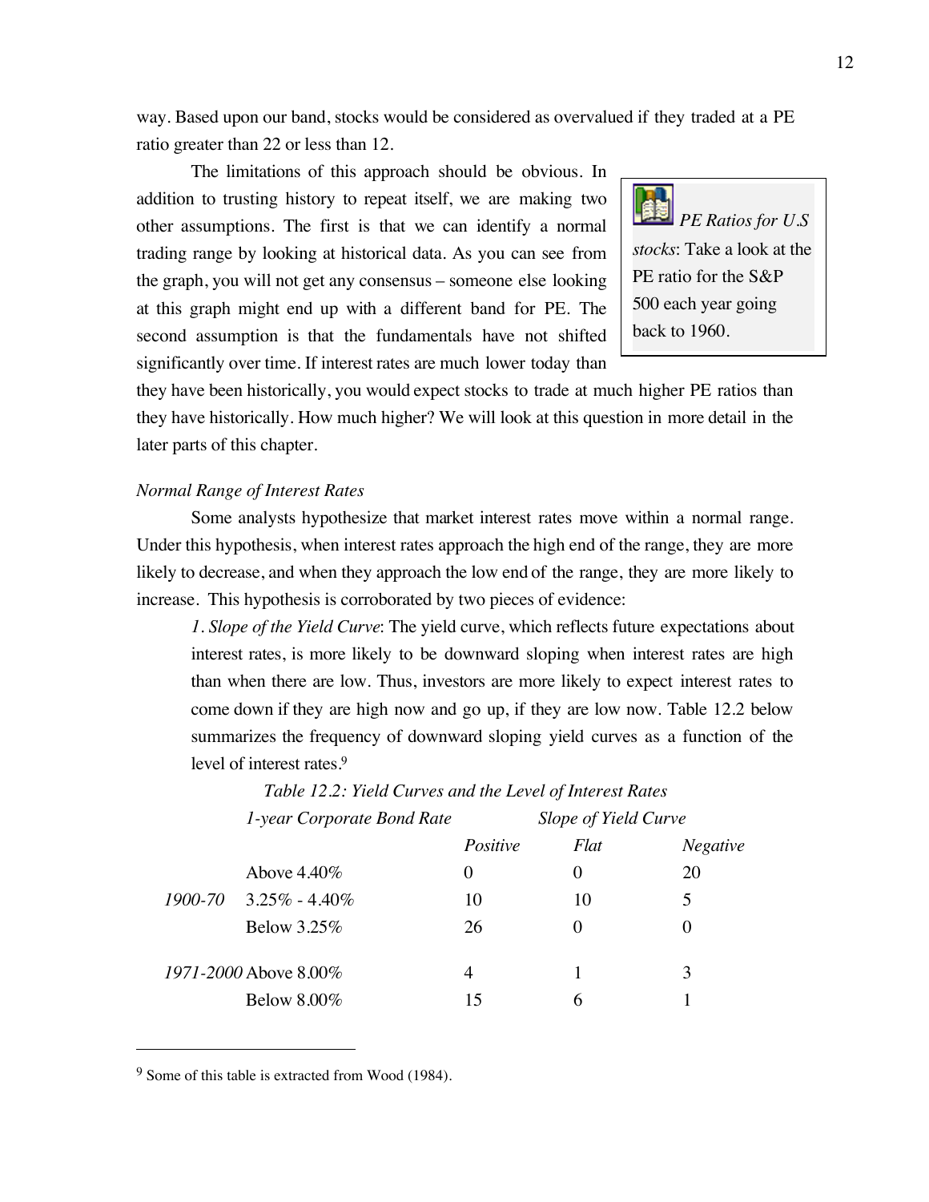way. Based upon our band, stocks would be considered as overvalued if they traded at a PE ratio greater than 22 or less than 12.

The limitations of this approach should be obvious. In addition to trusting history to repeat itself, we are making two other assumptions. The first is that we can identify a normal trading range by looking at historical data. As you can see from the graph, you will not get any consensus – someone else looking at this graph might end up with a different band for PE. The second assumption is that the fundamentals have not shifted significantly over time. If interest rates are much lower today than they have been historically, you would expect stocks to trade at much higher PE ratios than they have historically. How much higher? We will look at this question in more detail in the later parts of this chapter.

> *PE Ratios for U.S stocks*: Take a look at the PE ratio for the S&P 500 each year going back to 1960.

*Normal Range of Interest Rates*

Some analysts hypothesize that market interest rates move within a normal range. Under this hypothesis, when interest rates approach the high end of the range, they are more likely to decrease, and when they approach the low end of the range, they are more likely to increase. This hypothesis is corroborated by two pieces of evidence:

*1. Slope of the Yield Curve*: The yield curve, which reflects future expectations about interest rates, is more likely to be downward sloping when interest rates are high than when there are low. Thus, investors are more likely to expect interest rates to come down if they are high now and go up, if they are low now. Table 12.2 below summarizes the frequency of downward sloping yield curves as a function of the level of interest rates.[9]

*Table 12.2: Yield Curves and the Level of Interest Rates*

| | *1-year Corporate Bond Rate* | *Slope of Yield Curve* | | |
|---|---|---|---|---|
| | | *Positive* | *Flat* | *Negative* |
| | Above 4.40% | 0 | 0 | 20 |
| *1900-70* | 3.25% - 4.40% | 10 | 10 | 5 |
| | Below 3.25% | 26 | 0 | 0 |
| *1971-2000* | Above 8.00% | 4 | 1 | 3 |
| | Below 8.00% | 15 | 6 | 1 |

[9] Some of this table is extracted from Wood (1984).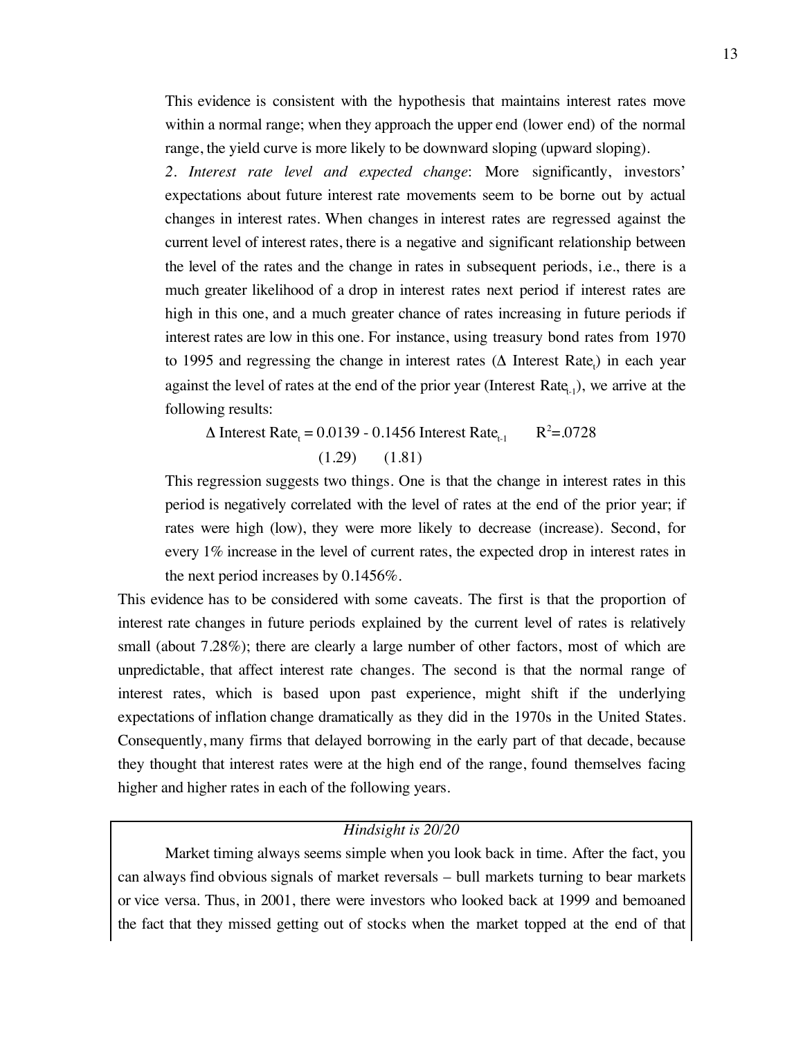This evidence is consistent with the hypothesis that maintains interest rates move within a normal range; when they approach the upper end (lower end) of the normal range, the yield curve is more likely to be downward sloping (upward sloping).

2. *Interest rate level and expected change*: More significantly, investors' expectations about future interest rate movements seem to be borne out by actual changes in interest rates. When changes in interest rates are regressed against the current level of interest rates, there is a negative and significant relationship between the level of the rates and the change in rates in subsequent periods, i.e., there is a much greater likelihood of a drop in interest rates next period if interest rates are high in this one, and a much greater chance of rates increasing in future periods if interest rates are low in this one. For instance, using treasury bond rates from 1970 to 1995 and regressing the change in interest rates ($\Delta$ Interest Rate$_t$) in each year against the level of rates at the end of the prior year (Interest Rate$_{t-1}$), we arrive at the following results:

$$\Delta \text{ Interest Rate}_t = 0.0139 - 0.1456 \text{ Interest Rate}_{t-1} \qquad R^2 = .0728$$
$$(1.29) \qquad (1.81)$$

This regression suggests two things. One is that the change in interest rates in this period is negatively correlated with the level of rates at the end of the prior year; if rates were high (low), they were more likely to decrease (increase). Second, for every 1% increase in the level of current rates, the expected drop in interest rates in the next period increases by 0.1456%.

This evidence has to be considered with some caveats. The first is that the proportion of interest rate changes in future periods explained by the current level of rates is relatively small (about 7.28%); there are clearly a large number of other factors, most of which are unpredictable, that affect interest rate changes. The second is that the normal range of interest rates, which is based upon past experience, might shift if the underlying expectations of inflation change dramatically as they did in the 1970s in the United States. Consequently, many firms that delayed borrowing in the early part of that decade, because they thought that interest rates were at the high end of the range, found themselves facing higher and higher rates in each of the following years.

*Hindsight is 20/20*

Market timing always seems simple when you look back in time. After the fact, you can always find obvious signals of market reversals – bull markets turning to bear markets or vice versa. Thus, in 2001, there were investors who looked back at 1999 and bemoaned the fact that they missed getting out of stocks when the market topped at the end of that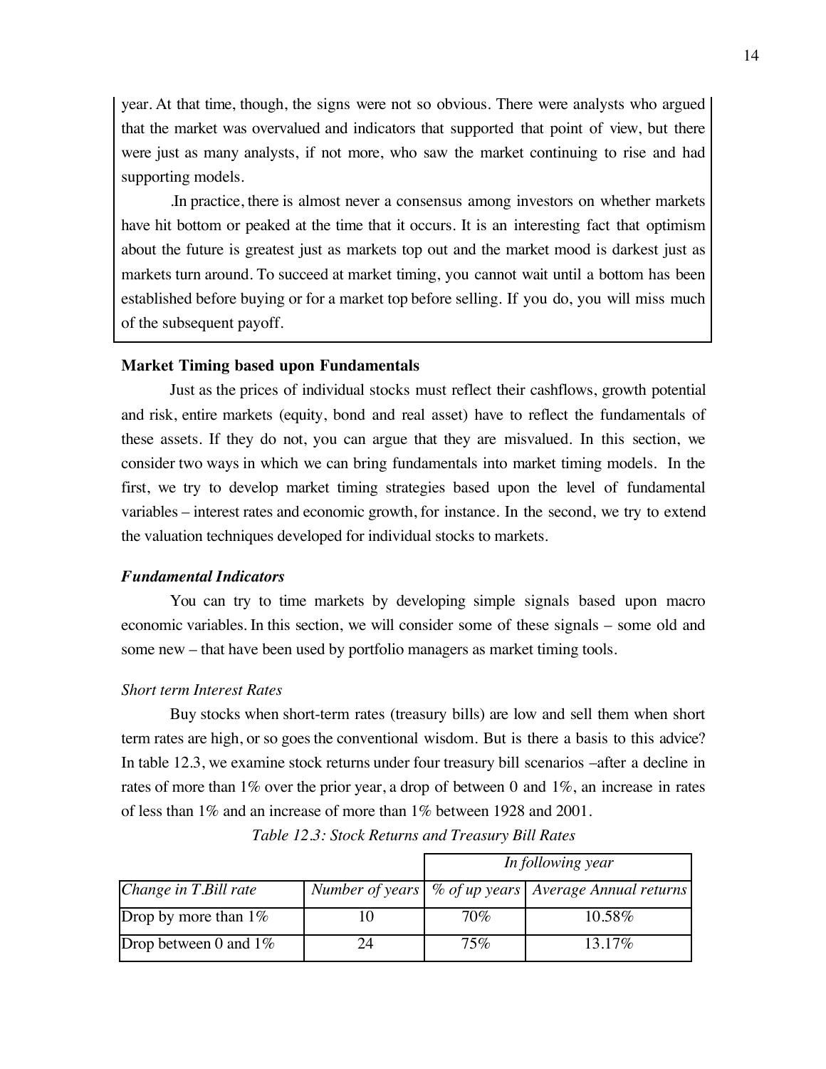year. At that time, though, the signs were not so obvious. There were analysts who argued that the market was overvalued and indicators that supported that point of view, but there were just as many analysts, if not more, who saw the market continuing to rise and had supporting models.

.In practice, there is almost never a consensus among investors on whether markets have hit bottom or peaked at the time that it occurs. It is an interesting fact that optimism about the future is greatest just as markets top out and the market mood is darkest just as markets turn around. To succeed at market timing, you cannot wait until a bottom has been established before buying or for a market top before selling. If you do, you will miss much of the subsequent payoff.

### Market Timing based upon Fundamentals

Just as the prices of individual stocks must reflect their cashflows, growth potential and risk, entire markets (equity, bond and real asset) have to reflect the fundamentals of these assets. If they do not, you can argue that they are misvalued. In this section, we consider two ways in which we can bring fundamentals into market timing models. In the first, we try to develop market timing strategies based upon the level of fundamental variables – interest rates and economic growth, for instance. In the second, we try to extend the valuation techniques developed for individual stocks to markets.

#### *Fundamental Indicators*

You can try to time markets by developing simple signals based upon macro economic variables. In this section, we will consider some of these signals – some old and some new – that have been used by portfolio managers as market timing tools.

*Short term Interest Rates*

Buy stocks when short-term rates (treasury bills) are low and sell them when short term rates are high, or so goes the conventional wisdom. But is there a basis to this advice? In table 12.3, we examine stock returns under four treasury bill scenarios –after a decline in rates of more than 1% over the prior year, a drop of between 0 and 1%, an increase in rates of less than 1% and an increase of more than 1% between 1928 and 2001.

*Table 12.3: Stock Returns and Treasury Bill Rates*

| | | *In following year* | |
|---|---|---|---|
| *Change in T.Bill rate* | *Number of years* | *% of up years* | *Average Annual returns* |
| Drop by more than 1% | 10 | 70% | 10.58% |
| Drop between 0 and 1% | 24 | 75% | 13.17% |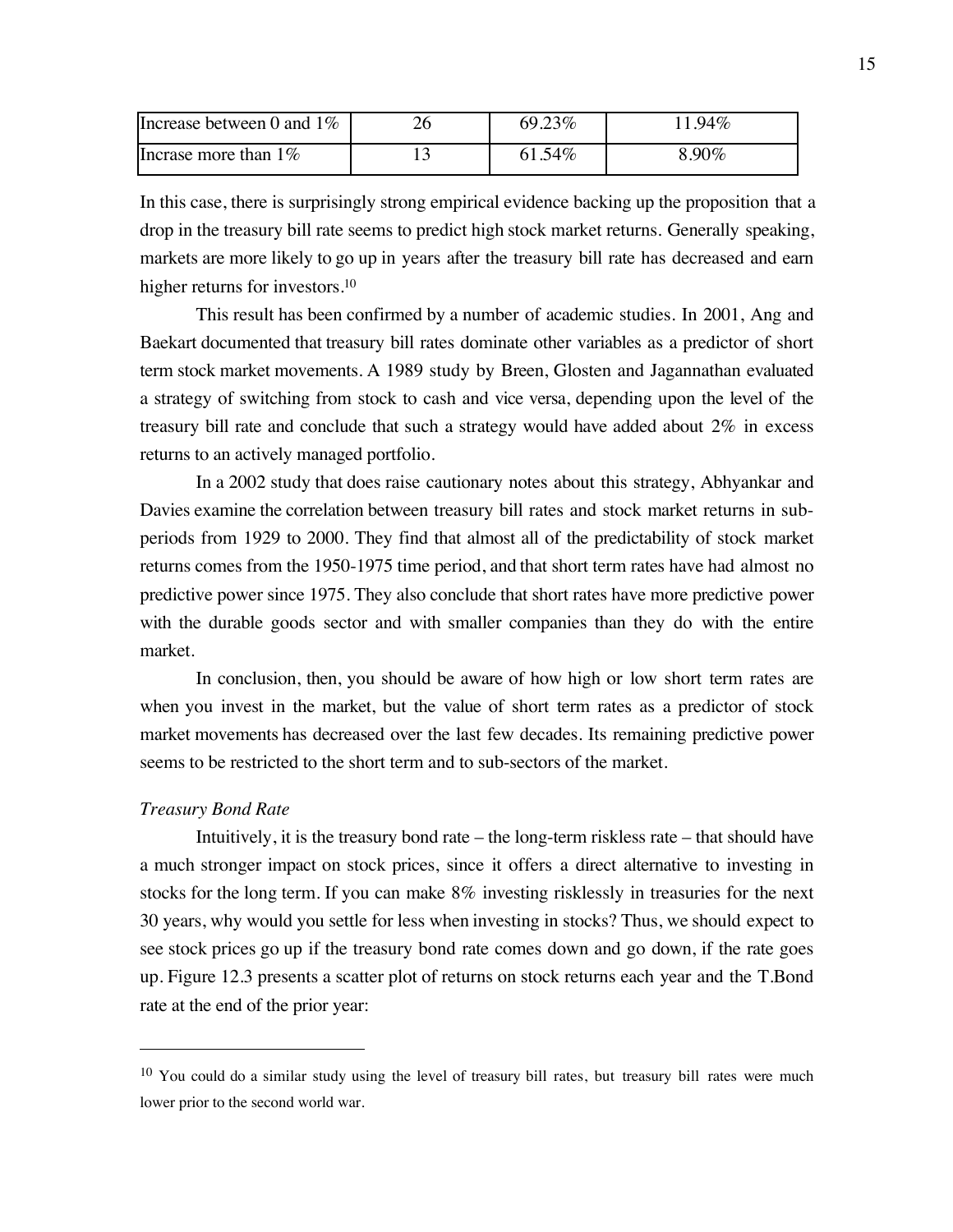| Increase between 0 and 1% | 26 | 69.23% | 11.94% |
|---|---|---|---|
| Incrase more than 1% | 13 | 61.54% | 8.90% |

In this case, there is surprisingly strong empirical evidence backing up the proposition that a drop in the treasury bill rate seems to predict high stock market returns. Generally speaking, markets are more likely to go up in years after the treasury bill rate has decreased and earn higher returns for investors.[10]

This result has been confirmed by a number of academic studies. In 2001, Ang and Baekart documented that treasury bill rates dominate other variables as a predictor of short term stock market movements. A 1989 study by Breen, Glosten and Jagannathan evaluated a strategy of switching from stock to cash and vice versa, depending upon the level of the treasury bill rate and conclude that such a strategy would have added about 2% in excess returns to an actively managed portfolio.

In a 2002 study that does raise cautionary notes about this strategy, Abhyankar and Davies examine the correlation between treasury bill rates and stock market returns in sub-periods from 1929 to 2000. They find that almost all of the predictability of stock market returns comes from the 1950-1975 time period, and that short term rates have had almost no predictive power since 1975. They also conclude that short rates have more predictive power with the durable goods sector and with smaller companies than they do with the entire market.

In conclusion, then, you should be aware of how high or low short term rates are when you invest in the market, but the value of short term rates as a predictor of stock market movements has decreased over the last few decades. Its remaining predictive power seems to be restricted to the short term and to sub-sectors of the market.

*Treasury Bond Rate*

Intuitively, it is the treasury bond rate – the long-term riskless rate – that should have a much stronger impact on stock prices, since it offers a direct alternative to investing in stocks for the long term. If you can make 8% investing risklessly in treasuries for the next 30 years, why would you settle for less when investing in stocks? Thus, we should expect to see stock prices go up if the treasury bond rate comes down and go down, if the rate goes up. Figure 12.3 presents a scatter plot of returns on stock returns each year and the T.Bond rate at the end of the prior year:

---

[10] You could do a similar study using the level of treasury bill rates, but treasury bill rates were much lower prior to the second world war.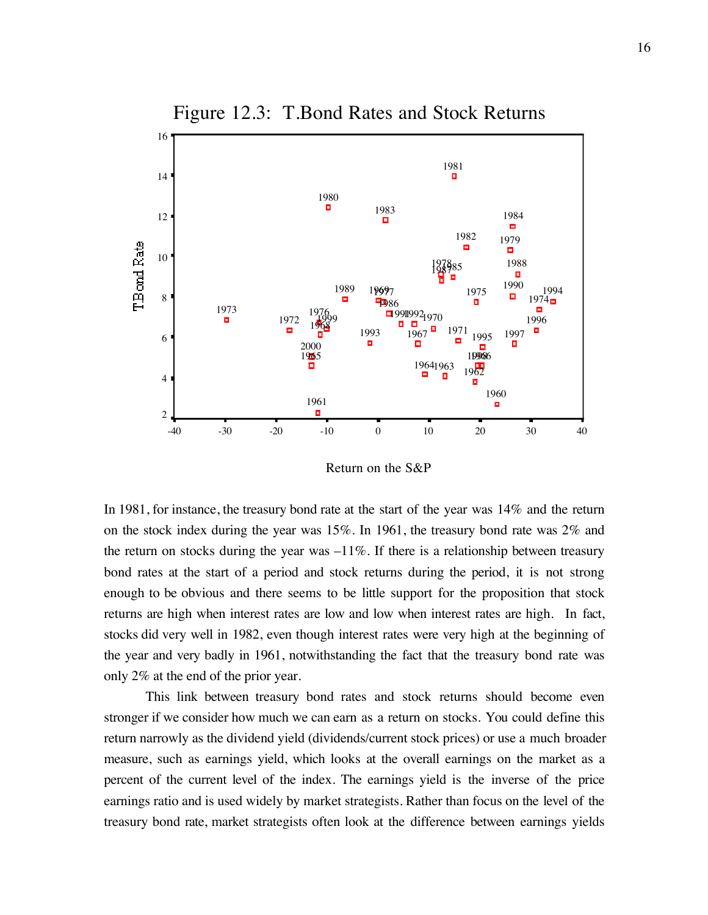Figure 12.3: T.Bond Rates and Stock Returns

In 1981, for instance, the treasury bond rate at the start of the year was 14% and the return on the stock index during the year was 15%. In 1961, the treasury bond rate was 2% and the return on stocks during the year was –11%. If there is a relationship between treasury bond rates at the start of a period and stock returns during the period, it is not strong enough to be obvious and there seems to be little support for the proposition that stock returns are high when interest rates are low and low when interest rates are high. In fact, stocks did very well in 1982, even though interest rates were very high at the beginning of the year and very badly in 1961, notwithstanding the fact that the treasury bond rate was only 2% at the end of the prior year.

This link between treasury bond rates and stock returns should become even stronger if we consider how much we can earn as a return on stocks. You could define this return narrowly as the dividend yield (dividends/current stock prices) or use a much broader measure, such as earnings yield, which looks at the overall earnings on the market as a percent of the current level of the index. The earnings yield is the inverse of the price earnings ratio and is used widely by market strategists. Rather than focus on the level of the treasury bond rate, market strategists often look at the difference between earnings yields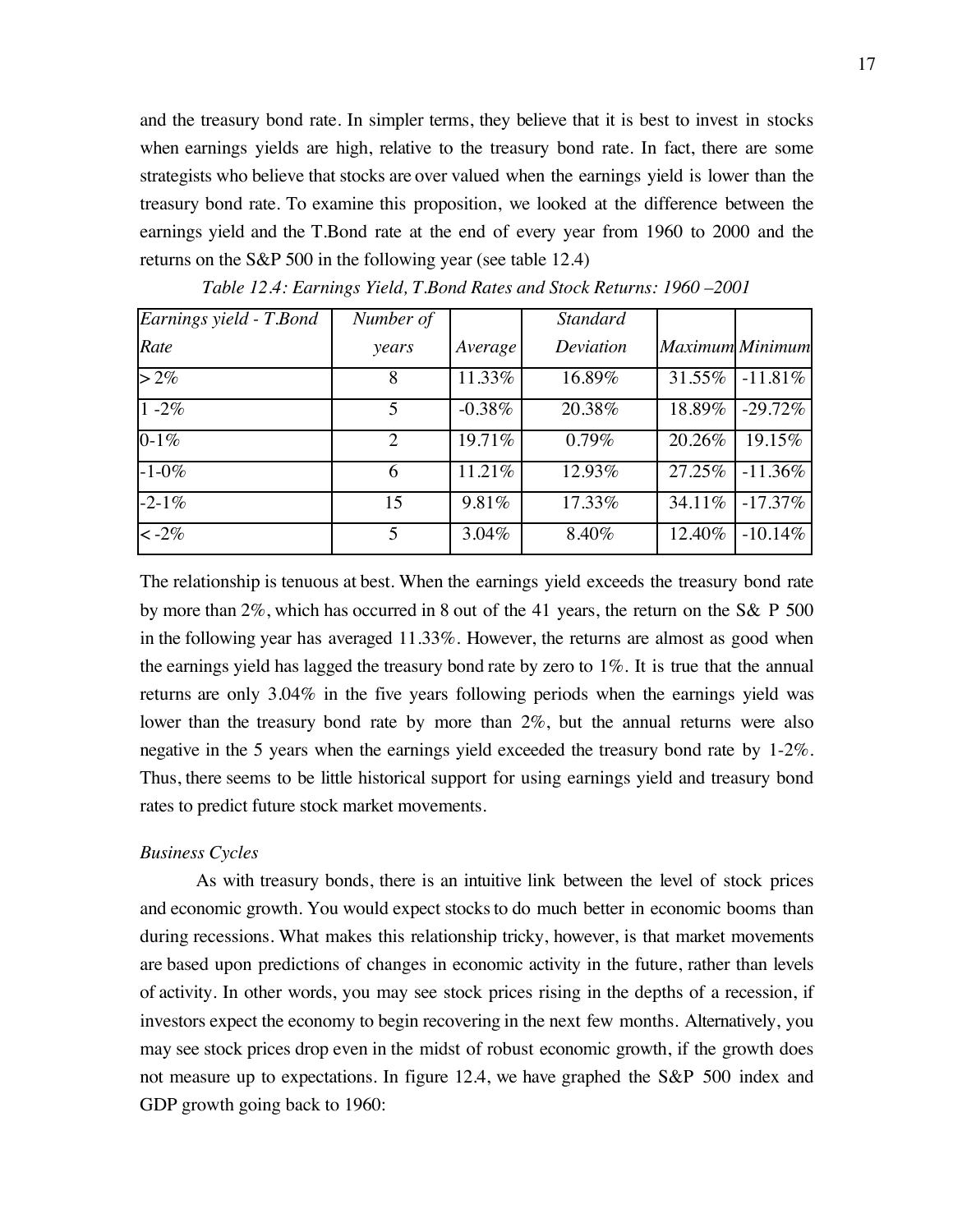and the treasury bond rate. In simpler terms, they believe that it is best to invest in stocks when earnings yields are high, relative to the treasury bond rate. In fact, there are some strategists who believe that stocks are over valued when the earnings yield is lower than the treasury bond rate. To examine this proposition, we looked at the difference between the earnings yield and the T.Bond rate at the end of every year from 1960 to 2000 and the returns on the S&P 500 in the following year (see table 12.4)

*Table 12.4: Earnings Yield, T.Bond Rates and Stock Returns: 1960 –2001*

| *Earnings yield - T.Bond Rate* | *Number of years* | *Average* | *Standard Deviation* | *Maximum* | *Minimum* |
|---|---|---|---|---|---|
| > 2% | 8 | 11.33% | 16.89% | 31.55% | -11.81% |
| 1 -2% | 5 | -0.38% | 20.38% | 18.89% | -29.72% |
| 0-1% | 2 | 19.71% | 0.79% | 20.26% | 19.15% |
| -1-0% | 6 | 11.21% | 12.93% | 27.25% | -11.36% |
| -2-1% | 15 | 9.81% | 17.33% | 34.11% | -17.37% |
| < -2% | 5 | 3.04% | 8.40% | 12.40% | -10.14% |

The relationship is tenuous at best. When the earnings yield exceeds the treasury bond rate by more than 2%, which has occurred in 8 out of the 41 years, the return on the S& P 500 in the following year has averaged 11.33%. However, the returns are almost as good when the earnings yield has lagged the treasury bond rate by zero to 1%. It is true that the annual returns are only 3.04% in the five years following periods when the earnings yield was lower than the treasury bond rate by more than 2%, but the annual returns were also negative in the 5 years when the earnings yield exceeded the treasury bond rate by 1-2%. Thus, there seems to be little historical support for using earnings yield and treasury bond rates to predict future stock market movements.

*Business Cycles*

As with treasury bonds, there is an intuitive link between the level of stock prices and economic growth. You would expect stocks to do much better in economic booms than during recessions. What makes this relationship tricky, however, is that market movements are based upon predictions of changes in economic activity in the future, rather than levels of activity. In other words, you may see stock prices rising in the depths of a recession, if investors expect the economy to begin recovering in the next few months. Alternatively, you may see stock prices drop even in the midst of robust economic growth, if the growth does not measure up to expectations. In figure 12.4, we have graphed the S&P 500 index and GDP growth going back to 1960: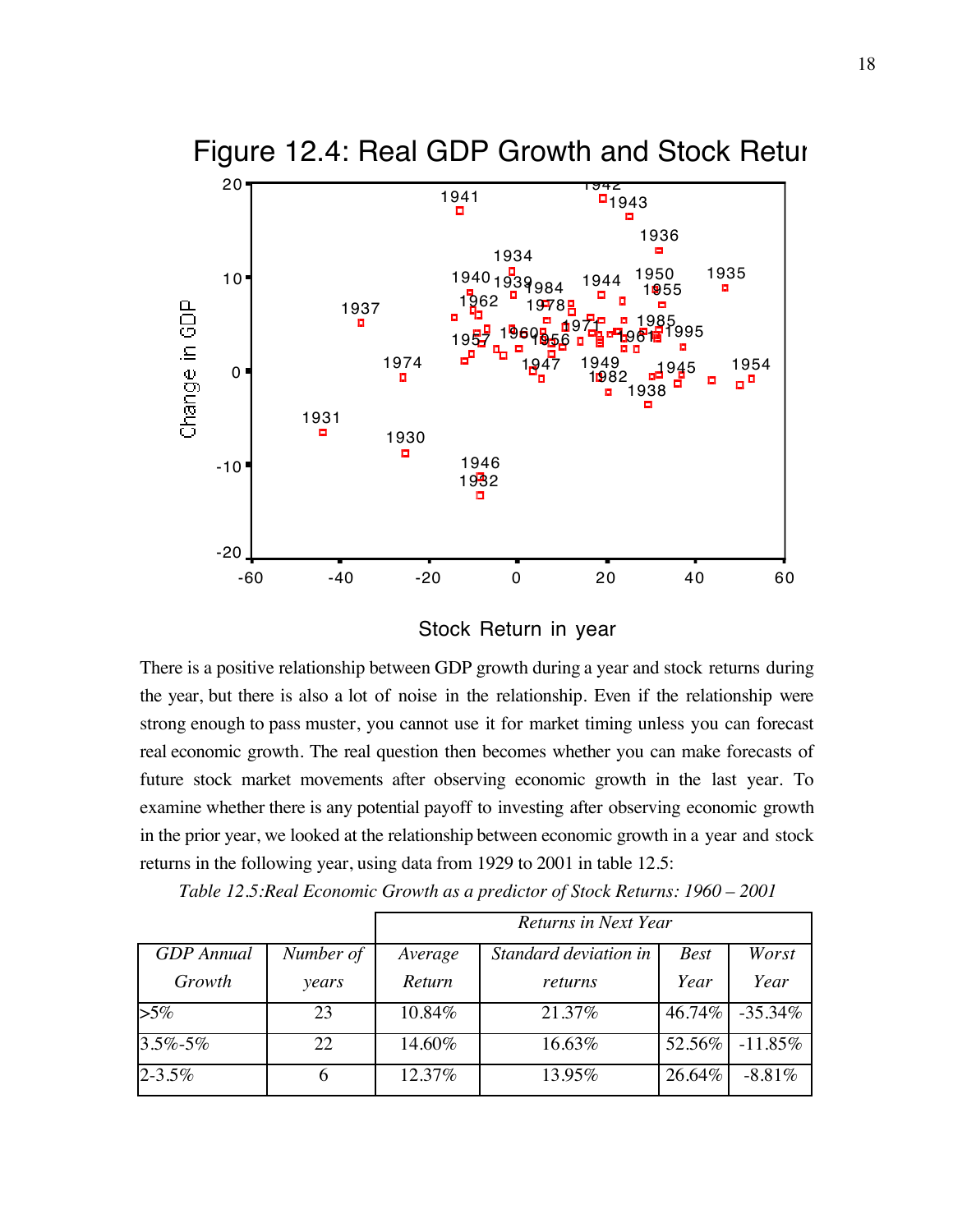Figure 12.4: Real GDP Growth and Stock Returns

There is a positive relationship between GDP growth during a year and stock returns during the year, but there is also a lot of noise in the relationship. Even if the relationship were strong enough to pass muster, you cannot use it for market timing unless you can forecast real economic growth. The real question then becomes whether you can make forecasts of future stock market movements after observing economic growth in the last year. To examine whether there is any potential payoff to investing after observing economic growth in the prior year, we looked at the relationship between economic growth in a year and stock returns in the following year, using data from 1929 to 2001 in table 12.5:

*Table 12.5: Real Economic Growth as a predictor of Stock Returns: 1960 – 2001*

| | | *Returns in Next Year* | | | |
|---|---|---|---|---|---|
| *GDP Annual Growth* | *Number of years* | *Average Return* | *Standard deviation in returns* | *Best Year* | *Worst Year* |
| >5% | 23 | 10.84% | 21.37% | 46.74% | -35.34% |
| 3.5%-5% | 22 | 14.60% | 16.63% | 52.56% | -11.85% |
| 2-3.5% | 6 | 12.37% | 13.95% | 26.64% | -8.81% |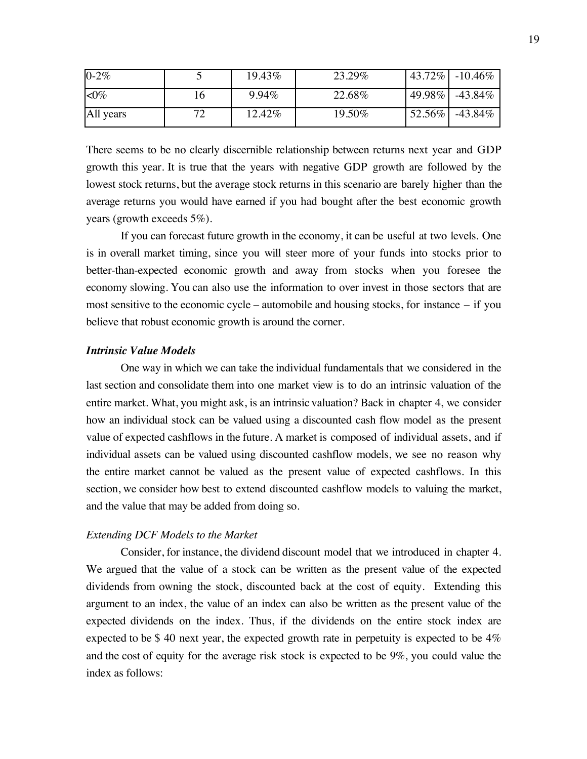| | | | | | |
|---|---|---|---|---|---|
| 0-2% | 5 | 19.43% | 23.29% | 43.72% | -10.46% |
| <0% | 16 | 9.94% | 22.68% | 49.98% | -43.84% |
| All years | 72 | 12.42% | 19.50% | 52.56% | -43.84% |

There seems to be no clearly discernible relationship between returns next year and GDP growth this year. It is true that the years with negative GDP growth are followed by the lowest stock returns, but the average stock returns in this scenario are barely higher than the average returns you would have earned if you had bought after the best economic growth years (growth exceeds 5%).

If you can forecast future growth in the economy, it can be useful at two levels. One is in overall market timing, since you will steer more of your funds into stocks prior to better-than-expected economic growth and away from stocks when you foresee the economy slowing. You can also use the information to over invest in those sectors that are most sensitive to the economic cycle – automobile and housing stocks, for instance – if you believe that robust economic growth is around the corner.

### *Intrinsic Value Models*

One way in which we can take the individual fundamentals that we considered in the last section and consolidate them into one market view is to do an intrinsic valuation of the entire market. What, you might ask, is an intrinsic valuation? Back in chapter 4, we consider how an individual stock can be valued using a discounted cash flow model as the present value of expected cashflows in the future. A market is composed of individual assets, and if individual assets can be valued using discounted cashflow models, we see no reason why the entire market cannot be valued as the present value of expected cashflows. In this section, we consider how best to extend discounted cashflow models to valuing the market, and the value that may be added from doing so.

#### *Extending DCF Models to the Market*

Consider, for instance, the dividend discount model that we introduced in chapter 4. We argued that the value of a stock can be written as the present value of the expected dividends from owning the stock, discounted back at the cost of equity. Extending this argument to an index, the value of an index can also be written as the present value of the expected dividends on the index. Thus, if the dividends on the entire stock index are expected to be $ 40 next year, the expected growth rate in perpetuity is expected to be 4% and the cost of equity for the average risk stock is expected to be 9%, you could value the index as follows: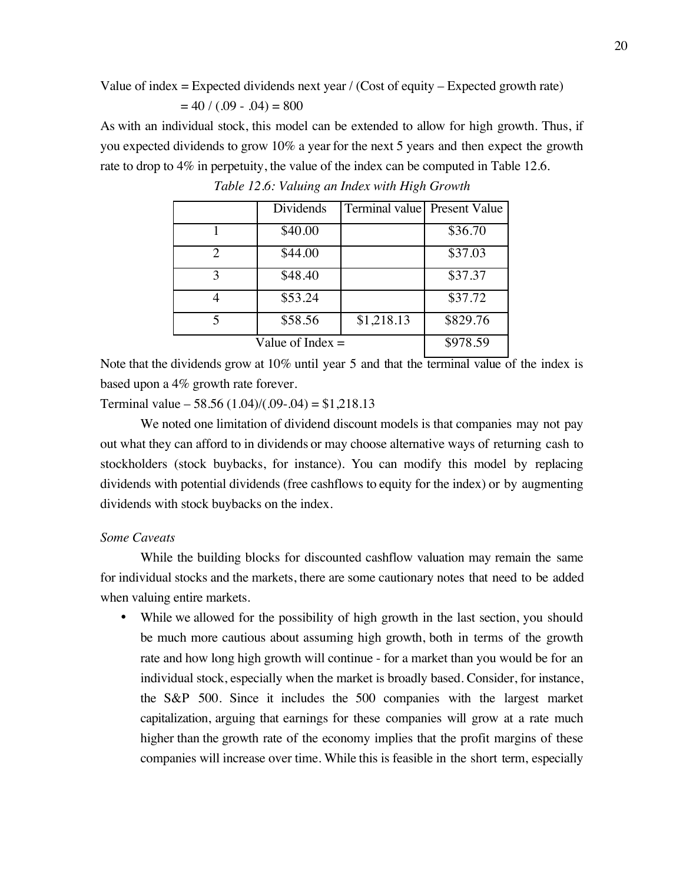Value of index = Expected dividends next year / (Cost of equity – Expected growth rate)

= 40 / (.09 - .04) = 800

As with an individual stock, this model can be extended to allow for high growth. Thus, if you expected dividends to grow 10% a year for the next 5 years and then expect the growth rate to drop to 4% in perpetuity, the value of the index can be computed in Table 12.6.

*Table 12.6: Valuing an Index with High Growth*

| | Dividends | Terminal value | Present Value |
|---|---|---|---|
| 1 | \$40.00 | | \$36.70 |
| 2 | \$44.00 | | \$37.03 |
| 3 | \$48.40 | | \$37.37 |
| 4 | \$53.24 | | \$37.72 |
| 5 | \$58.56 | \$1,218.13 | \$829.76 |
| Value of Index = | | | \$978.59 |

Note that the dividends grow at 10% until year 5 and that the terminal value of the index is based upon a 4% growth rate forever.

Terminal value – 58.56 (1.04)/(.09-.04) = \$1,218.13

We noted one limitation of dividend discount models is that companies may not pay out what they can afford to in dividends or may choose alternative ways of returning cash to stockholders (stock buybacks, for instance). You can modify this model by replacing dividends with potential dividends (free cashflows to equity for the index) or by augmenting dividends with stock buybacks on the index.

*Some Caveats*

While the building blocks for discounted cashflow valuation may remain the same for individual stocks and the markets, there are some cautionary notes that need to be added when valuing entire markets.

- While we allowed for the possibility of high growth in the last section, you should be much more cautious about assuming high growth, both in terms of the growth rate and how long high growth will continue - for a market than you would be for an individual stock, especially when the market is broadly based. Consider, for instance, the S&P 500. Since it includes the 500 companies with the largest market capitalization, arguing that earnings for these companies will grow at a rate much higher than the growth rate of the economy implies that the profit margins of these companies will increase over time. While this is feasible in the short term, especially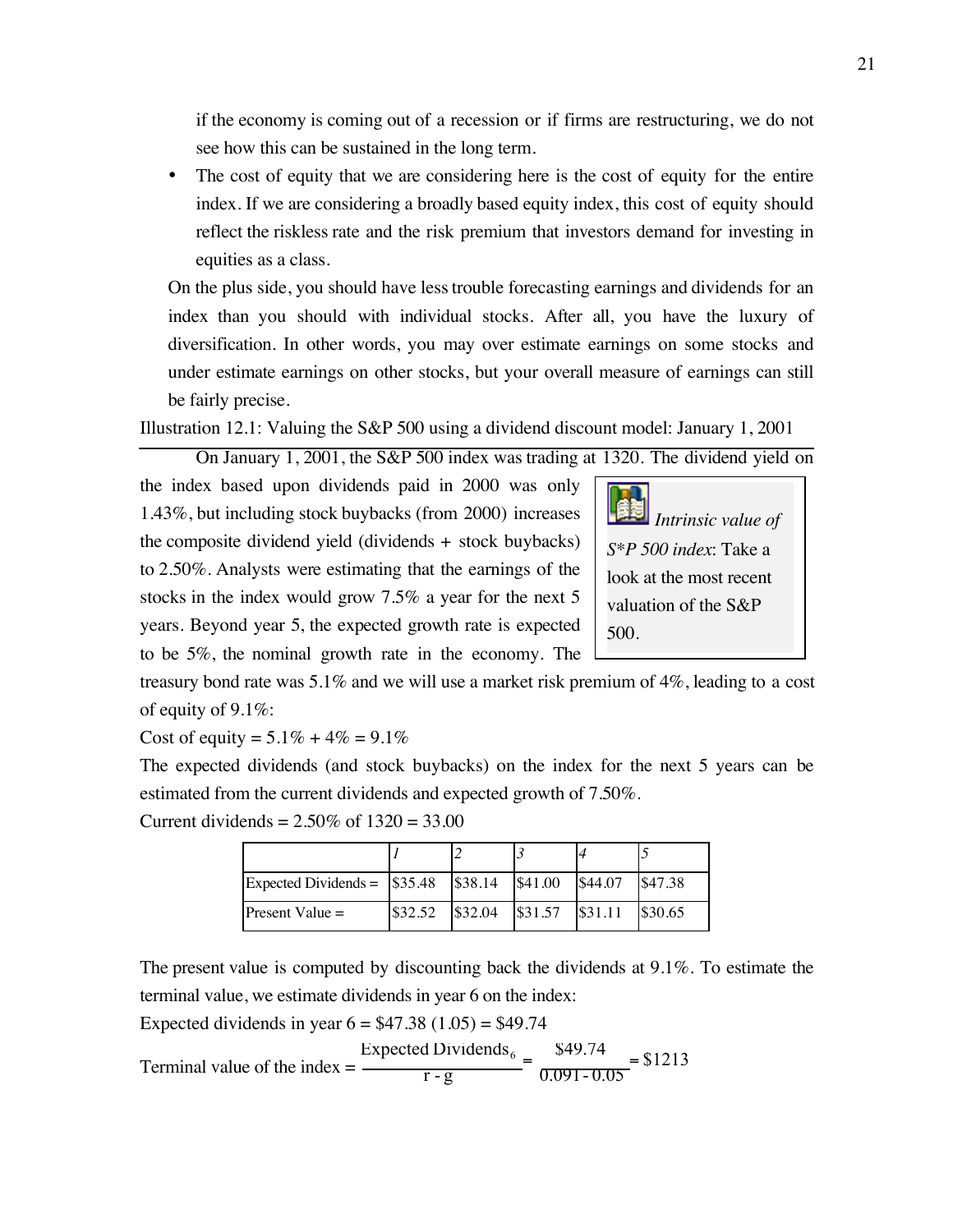if the economy is coming out of a recession or if firms are restructuring, we do not see how this can be sustained in the long term.

- The cost of equity that we are considering here is the cost of equity for the entire index. If we are considering a broadly based equity index, this cost of equity should reflect the riskless rate and the risk premium that investors demand for investing in equities as a class.

On the plus side, you should have less trouble forecasting earnings and dividends for an index than you should with individual stocks. After all, you have the luxury of diversification. In other words, you may over estimate earnings on some stocks and under estimate earnings on other stocks, but your overall measure of earnings can still be fairly precise.

Illustration 12.1: Valuing the S&P 500 using a dividend discount model: January 1, 2001

On January 1, 2001, the S&P 500 index was trading at 1320. The dividend yield on the index based upon dividends paid in 2000 was only 1.43%, but including stock buybacks (from 2000) increases the composite dividend yield (dividends + stock buybacks) to 2.50%. Analysts were estimating that the earnings of the stocks in the index would grow 7.5% a year for the next 5 years. Beyond year 5, the expected growth rate is expected to be 5%, the nominal growth rate in the economy. The treasury bond rate was 5.1% and we will use a market risk premium of 4%, leading to a cost of equity of 9.1%:

> *Intrinsic value of S*P 500 index*: Take a look at the most recent valuation of the S&P 500.

Cost of equity = 5.1% + 4% = 9.1%

The expected dividends (and stock buybacks) on the index for the next 5 years can be estimated from the current dividends and expected growth of 7.50%.

Current dividends = 2.50% of 1320 = 33.00

| | *1* | *2* | *3* | *4* | *5* |
|---|---|---|---|---|---|
| Expected Dividends = | $35.48 | $38.14 | $41.00 | $44.07 | $47.38 |
| Present Value = | $32.52 | $32.04 | $31.57 | $31.11 | $30.65 |

The present value is computed by discounting back the dividends at 9.1%. To estimate the terminal value, we estimate dividends in year 6 on the index:

Expected dividends in year 6 = $47.38 (1.05) = $49.74

$$\text{Terminal value of the index} = \frac{\text{Expected Dividends}_6}{r - g} = \frac{\$49.74}{0.091 - 0.05} = \$1213$$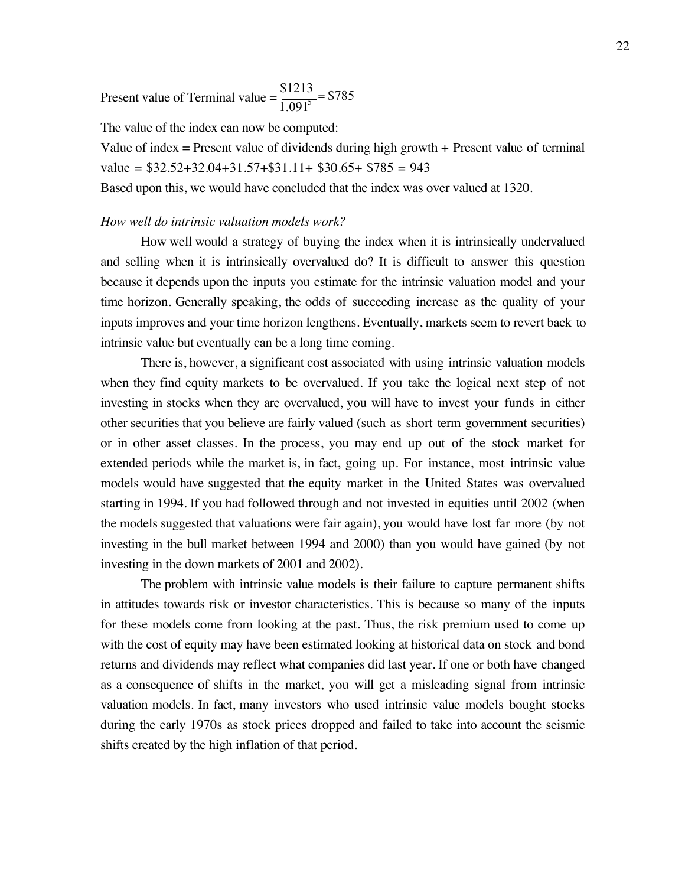Present value of Terminal value = $\frac{\$1213}{1.091^5} = \$785$

The value of the index can now be computed:

Value of index = Present value of dividends during high growth + Present value of terminal value = $32.52+32.04+31.57+$31.11+ $30.65+ $785 = 943

Based upon this, we would have concluded that the index was over valued at 1320.

*How well do intrinsic valuation models work?*

How well would a strategy of buying the index when it is intrinsically undervalued and selling when it is intrinsically overvalued do? It is difficult to answer this question because it depends upon the inputs you estimate for the intrinsic valuation model and your time horizon. Generally speaking, the odds of succeeding increase as the quality of your inputs improves and your time horizon lengthens. Eventually, markets seem to revert back to intrinsic value but eventually can be a long time coming.

There is, however, a significant cost associated with using intrinsic valuation models when they find equity markets to be overvalued. If you take the logical next step of not investing in stocks when they are overvalued, you will have to invest your funds in either other securities that you believe are fairly valued (such as short term government securities) or in other asset classes. In the process, you may end up out of the stock market for extended periods while the market is, in fact, going up. For instance, most intrinsic value models would have suggested that the equity market in the United States was overvalued starting in 1994. If you had followed through and not invested in equities until 2002 (when the models suggested that valuations were fair again), you would have lost far more (by not investing in the bull market between 1994 and 2000) than you would have gained (by not investing in the down markets of 2001 and 2002).

The problem with intrinsic value models is their failure to capture permanent shifts in attitudes towards risk or investor characteristics. This is because so many of the inputs for these models come from looking at the past. Thus, the risk premium used to come up with the cost of equity may have been estimated looking at historical data on stock and bond returns and dividends may reflect what companies did last year. If one or both have changed as a consequence of shifts in the market, you will get a misleading signal from intrinsic valuation models. In fact, many investors who used intrinsic value models bought stocks during the early 1970s as stock prices dropped and failed to take into account the seismic shifts created by the high inflation of that period.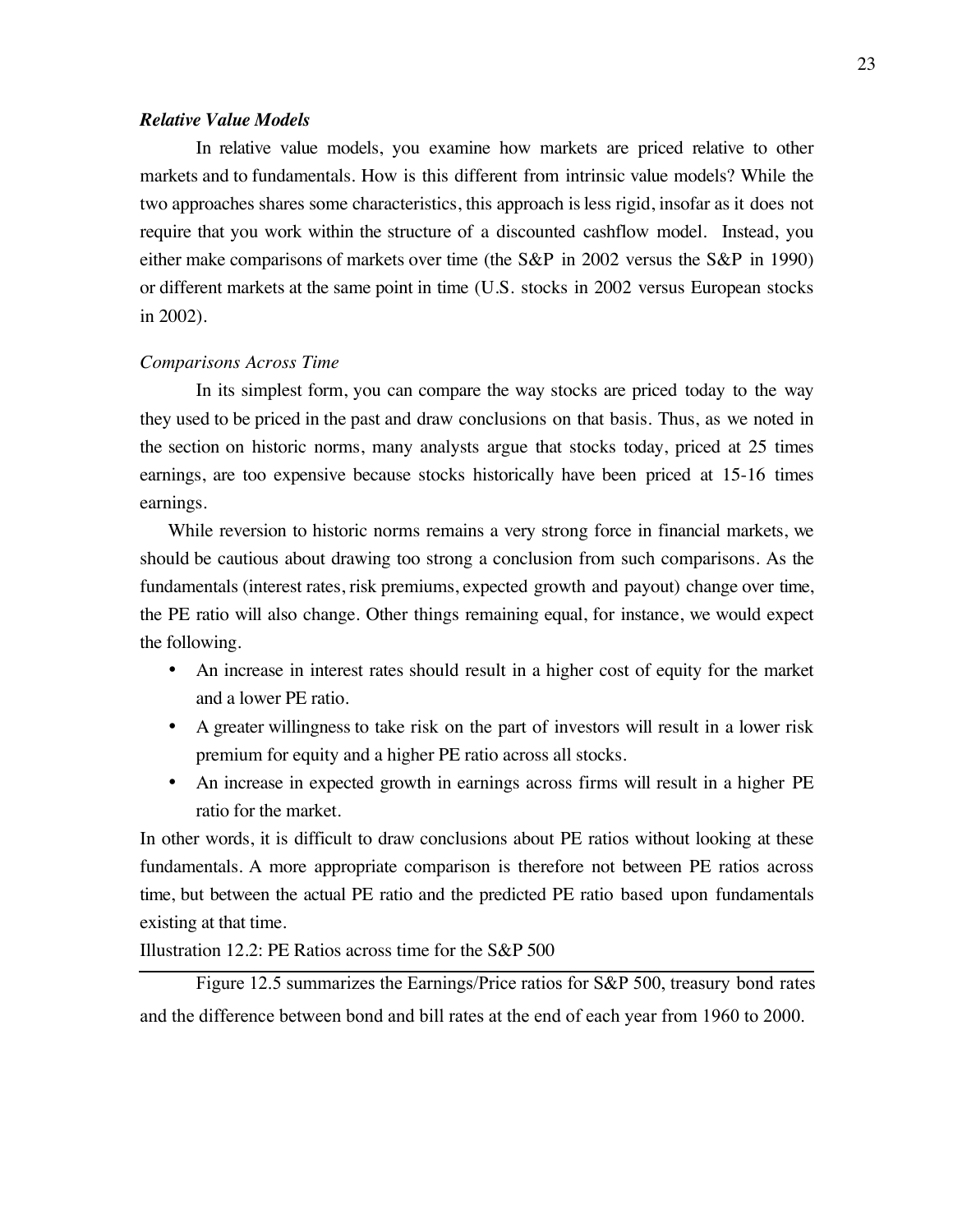### *Relative Value Models*

In relative value models, you examine how markets are priced relative to other markets and to fundamentals. How is this different from intrinsic value models? While the two approaches shares some characteristics, this approach is less rigid, insofar as it does not require that you work within the structure of a discounted cashflow model. Instead, you either make comparisons of markets over time (the S&P in 2002 versus the S&P in 1990) or different markets at the same point in time (U.S. stocks in 2002 versus European stocks in 2002).

#### *Comparisons Across Time*

In its simplest form, you can compare the way stocks are priced today to the way they used to be priced in the past and draw conclusions on that basis. Thus, as we noted in the section on historic norms, many analysts argue that stocks today, priced at 25 times earnings, are too expensive because stocks historically have been priced at 15-16 times earnings.

While reversion to historic norms remains a very strong force in financial markets, we should be cautious about drawing too strong a conclusion from such comparisons. As the fundamentals (interest rates, risk premiums, expected growth and payout) change over time, the PE ratio will also change. Other things remaining equal, for instance, we would expect the following.

- An increase in interest rates should result in a higher cost of equity for the market and a lower PE ratio.
- A greater willingness to take risk on the part of investors will result in a lower risk premium for equity and a higher PE ratio across all stocks.
- An increase in expected growth in earnings across firms will result in a higher PE ratio for the market.

In other words, it is difficult to draw conclusions about PE ratios without looking at these fundamentals. A more appropriate comparison is therefore not between PE ratios across time, but between the actual PE ratio and the predicted PE ratio based upon fundamentals existing at that time.

Illustration 12.2: PE Ratios across time for the S&P 500

---

Figure 12.5 summarizes the Earnings/Price ratios for S&P 500, treasury bond rates and the difference between bond and bill rates at the end of each year from 1960 to 2000.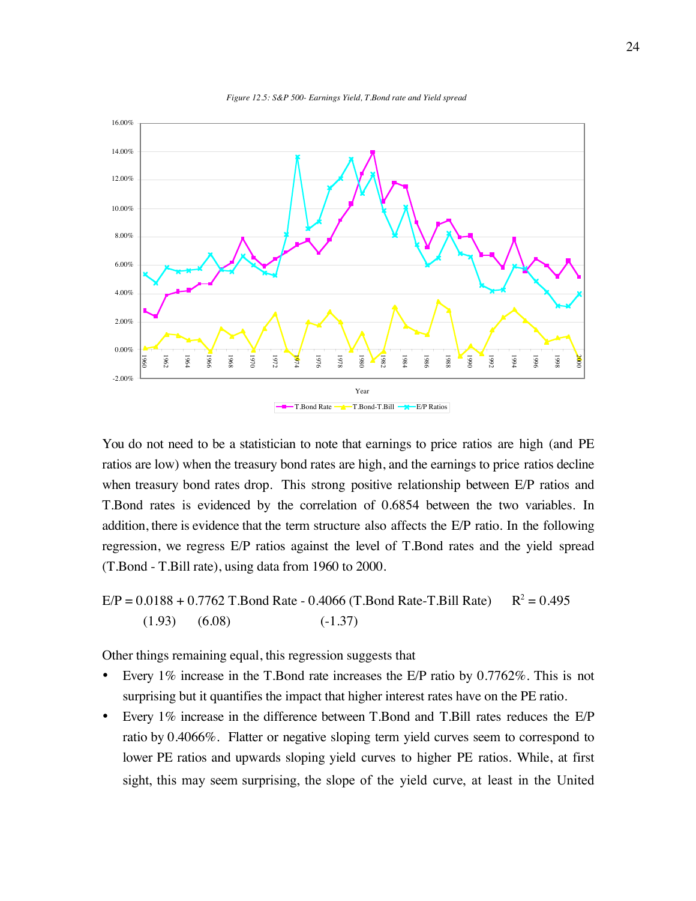*Figure 12.5: S&P 500- Earnings Yield, T.Bond rate and Yield spread*

You do not need to be a statistician to note that earnings to price ratios are high (and PE ratios are low) when the treasury bond rates are high, and the earnings to price ratios decline when treasury bond rates drop. This strong positive relationship between E/P ratios and T.Bond rates is evidenced by the correlation of 0.6854 between the two variables. In addition, there is evidence that the term structure also affects the E/P ratio. In the following regression, we regress E/P ratios against the level of T.Bond rates and the yield spread (T.Bond - T.Bill rate), using data from 1960 to 2000.

$$E/P = 0.0188 + 0.7762 \text{ T.Bond Rate} - 0.4066 \text{ (T.Bond Rate-T.Bill Rate)} \qquad R^2 = 0.495$$

(1.93) (6.08) (-1.37)

Other things remaining equal, this regression suggests that

- Every 1% increase in the T.Bond rate increases the E/P ratio by 0.7762%. This is not surprising but it quantifies the impact that higher interest rates have on the PE ratio.
- Every 1% increase in the difference between T.Bond and T.Bill rates reduces the E/P ratio by 0.4066%. Flatter or negative sloping term yield curves seem to correspond to lower PE ratios and upwards sloping yield curves to higher PE ratios. While, at first sight, this may seem surprising, the slope of the yield curve, at least in the United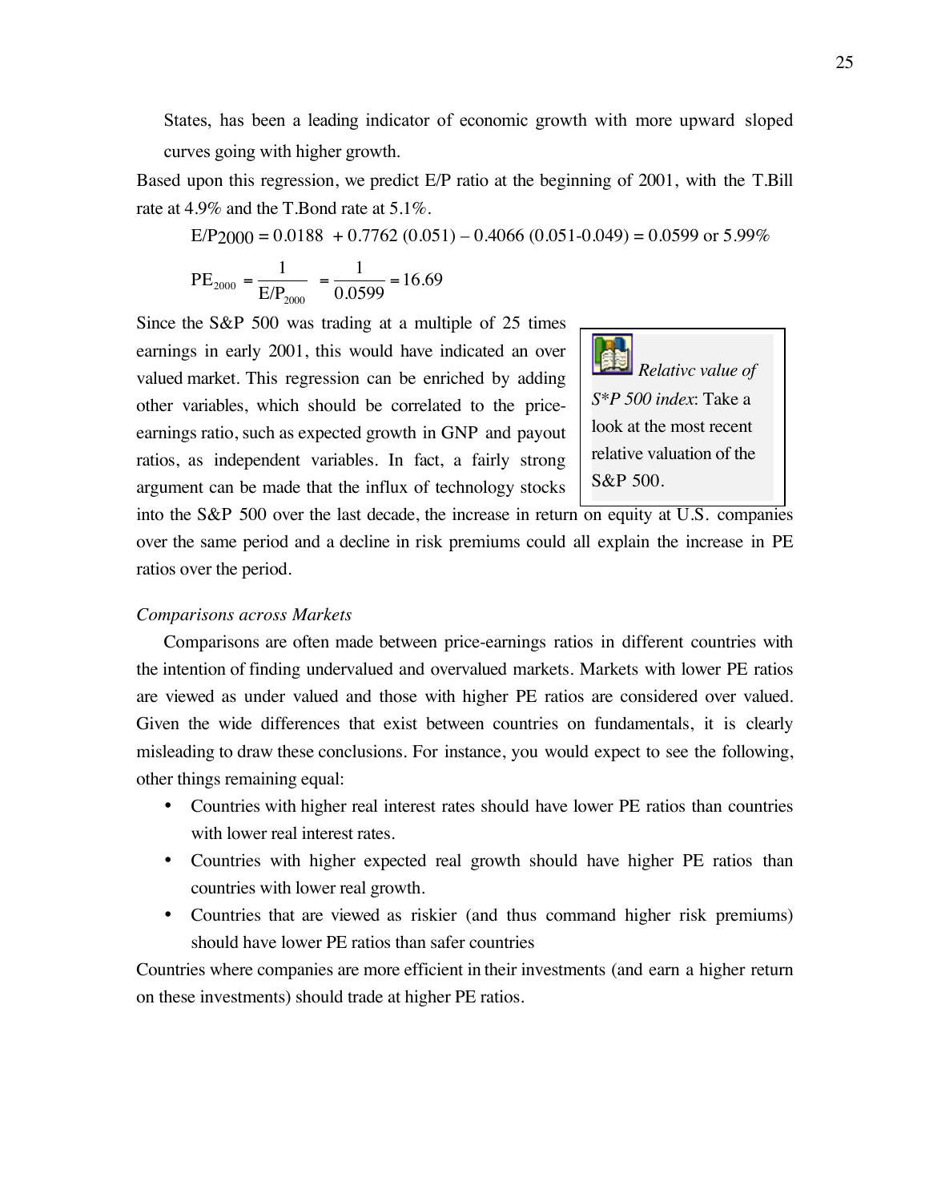States, has been a leading indicator of economic growth with more upward sloped curves going with higher growth.

Based upon this regression, we predict E/P ratio at the beginning of 2001, with the T.Bill rate at 4.9% and the T.Bond rate at 5.1%.

$$E/P_{2000} = 0.0188 + 0.7762\ (0.051) - 0.4066\ (0.051\text{-}0.049) = 0.0599 \text{ or } 5.99\%$$

$$PE_{2000} = \frac{1}{E/P_{2000}} = \frac{1}{0.0599} = 16.69$$

Since the S&P 500 was trading at a multiple of 25 times earnings in early 2001, this would have indicated an over valued market. This regression can be enriched by adding other variables, which should be correlated to the price-earnings ratio, such as expected growth in GNP and payout ratios, as independent variables. In fact, a fairly strong argument can be made that the influx of technology stocks into the S&P 500 over the last decade, the increase in return on equity at U.S. companies over the same period and a decline in risk premiums could all explain the increase in PE ratios over the period.

> *Relativc value of S*P 500 index*: Take a look at the most recent relative valuation of the S&P 500.

*Comparisons across Markets*

Comparisons are often made between price-earnings ratios in different countries with the intention of finding undervalued and overvalued markets. Markets with lower PE ratios are viewed as under valued and those with higher PE ratios are considered over valued. Given the wide differences that exist between countries on fundamentals, it is clearly misleading to draw these conclusions. For instance, you would expect to see the following, other things remaining equal:

- Countries with higher real interest rates should have lower PE ratios than countries with lower real interest rates.
- Countries with higher expected real growth should have higher PE ratios than countries with lower real growth.
- Countries that are viewed as riskier (and thus command higher risk premiums) should have lower PE ratios than safer countries

Countries where companies are more efficient in their investments (and earn a higher return on these investments) should trade at higher PE ratios.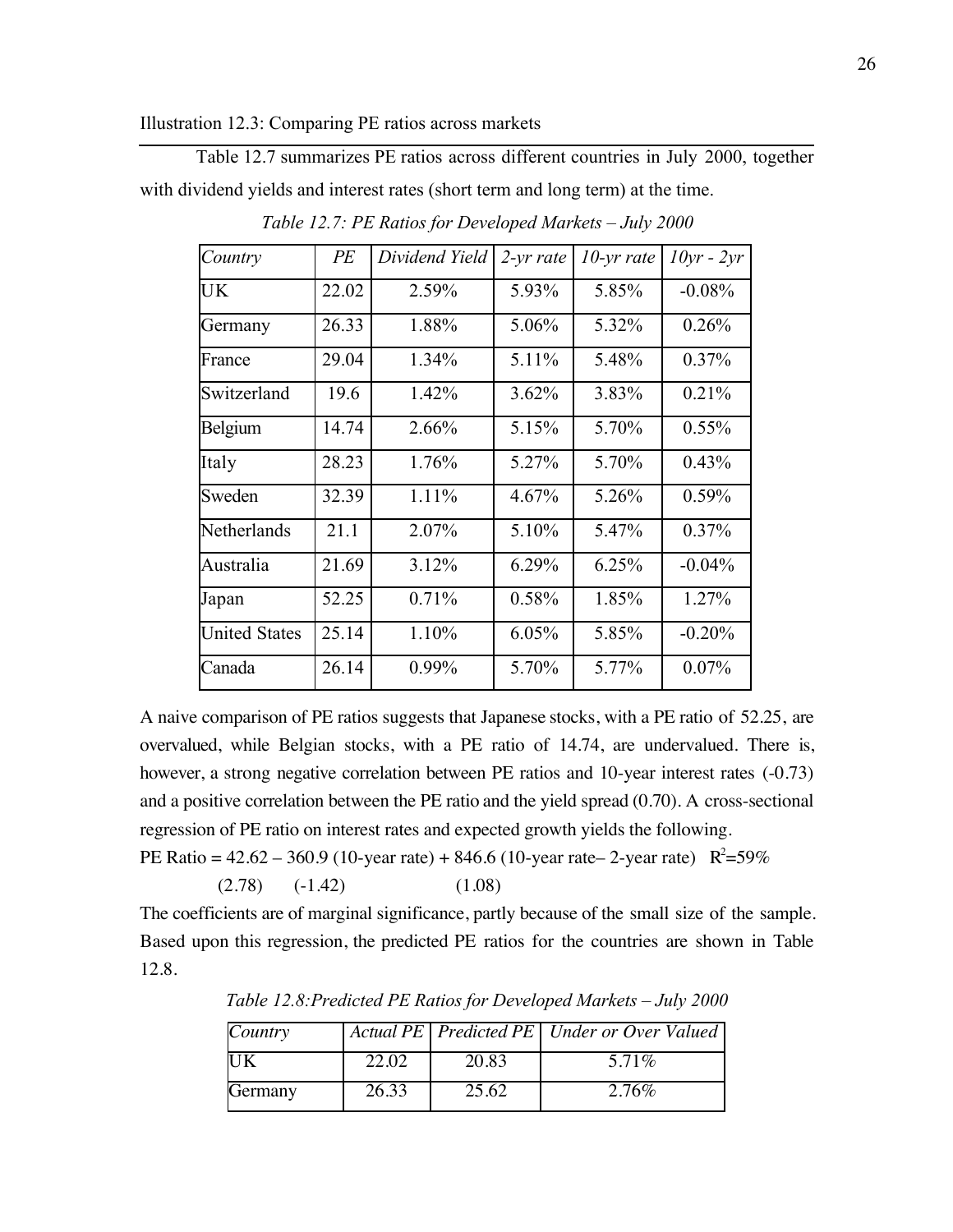Illustration 12.3: Comparing PE ratios across markets

Table 12.7 summarizes PE ratios across different countries in July 2000, together with dividend yields and interest rates (short term and long term) at the time.

*Table 12.7: PE Ratios for Developed Markets – July 2000*

| *Country* | *PE* | *Dividend Yield* | *2-yr rate* | *10-yr rate* | *10yr - 2yr* |
|---|---|---|---|---|---|
| UK | 22.02 | 2.59% | 5.93% | 5.85% | -0.08% |
| Germany | 26.33 | 1.88% | 5.06% | 5.32% | 0.26% |
| France | 29.04 | 1.34% | 5.11% | 5.48% | 0.37% |
| Switzerland | 19.6 | 1.42% | 3.62% | 3.83% | 0.21% |
| Belgium | 14.74 | 2.66% | 5.15% | 5.70% | 0.55% |
| Italy | 28.23 | 1.76% | 5.27% | 5.70% | 0.43% |
| Sweden | 32.39 | 1.11% | 4.67% | 5.26% | 0.59% |
| Netherlands | 21.1 | 2.07% | 5.10% | 5.47% | 0.37% |
| Australia | 21.69 | 3.12% | 6.29% | 6.25% | -0.04% |
| Japan | 52.25 | 0.71% | 0.58% | 1.85% | 1.27% |
| United States | 25.14 | 1.10% | 6.05% | 5.85% | -0.20% |
| Canada | 26.14 | 0.99% | 5.70% | 5.77% | 0.07% |

A naive comparison of PE ratios suggests that Japanese stocks, with a PE ratio of 52.25, are overvalued, while Belgian stocks, with a PE ratio of 14.74, are undervalued. There is, however, a strong negative correlation between PE ratios and 10-year interest rates (-0.73) and a positive correlation between the PE ratio and the yield spread (0.70). A cross-sectional regression of PE ratio on interest rates and expected growth yields the following.

PE Ratio = 42.62 – 360.9 (10-year rate) + 846.6 (10-year rate– 2-year rate) $R^2$=59%

(2.78) (-1.42) (1.08)

The coefficients are of marginal significance, partly because of the small size of the sample. Based upon this regression, the predicted PE ratios for the countries are shown in Table 12.8.

*Table 12.8:Predicted PE Ratios for Developed Markets – July 2000*

| *Country* | *Actual PE* | *Predicted PE* | *Under or Over Valued* |
|---|---|---|---|
| UK | 22.02 | 20.83 | 5.71% |
| Germany | 26.33 | 25.62 | 2.76% |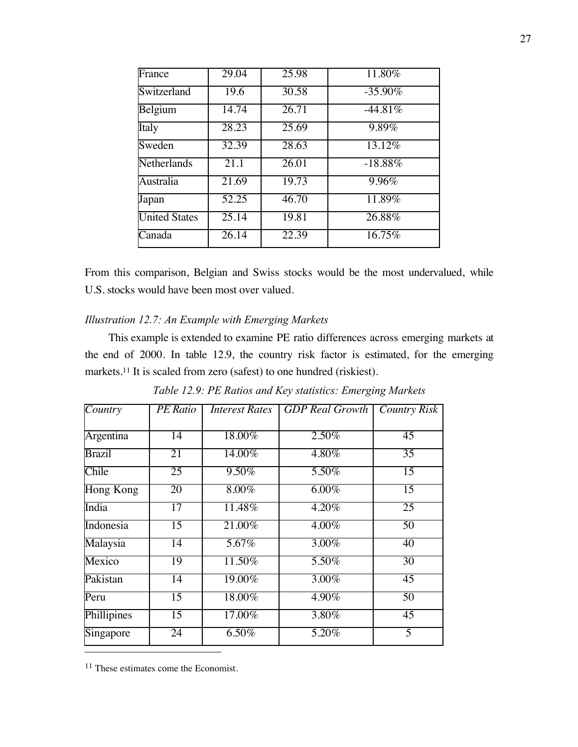| France | 29.04 | 25.98 | 11.80% |
|---|---|---|---|
| Switzerland | 19.6 | 30.58 | -35.90% |
| Belgium | 14.74 | 26.71 | -44.81% |
| Italy | 28.23 | 25.69 | 9.89% |
| Sweden | 32.39 | 28.63 | 13.12% |
| Netherlands | 21.1 | 26.01 | -18.88% |
| Australia | 21.69 | 19.73 | 9.96% |
| Japan | 52.25 | 46.70 | 11.89% |
| United States | 25.14 | 19.81 | 26.88% |
| Canada | 26.14 | 22.39 | 16.75% |

From this comparison, Belgian and Swiss stocks would be the most undervalued, while U.S. stocks would have been most over valued.

*Illustration 12.7: An Example with Emerging Markets*

This example is extended to examine PE ratio differences across emerging markets at the end of 2000. In table 12.9, the country risk factor is estimated, for the emerging markets.[11] It is scaled from zero (safest) to one hundred (riskiest).

*Table 12.9: PE Ratios and Key statistics: Emerging Markets*

| *Country* | *PE Ratio* | *Interest Rates* | *GDP Real Growth* | *Country Risk* |
|---|---|---|---|---|
| Argentina | 14 | 18.00% | 2.50% | 45 |
| Brazil | 21 | 14.00% | 4.80% | 35 |
| Chile | 25 | 9.50% | 5.50% | 15 |
| Hong Kong | 20 | 8.00% | 6.00% | 15 |
| India | 17 | 11.48% | 4.20% | 25 |
| Indonesia | 15 | 21.00% | 4.00% | 50 |
| Malaysia | 14 | 5.67% | 3.00% | 40 |
| Mexico | 19 | 11.50% | 5.50% | 30 |
| Pakistan | 14 | 19.00% | 3.00% | 45 |
| Peru | 15 | 18.00% | 4.90% | 50 |
| Phillipines | 15 | 17.00% | 3.80% | 45 |
| Singapore | 24 | 6.50% | 5.20% | 5 |

[11] These estimates come the Economist.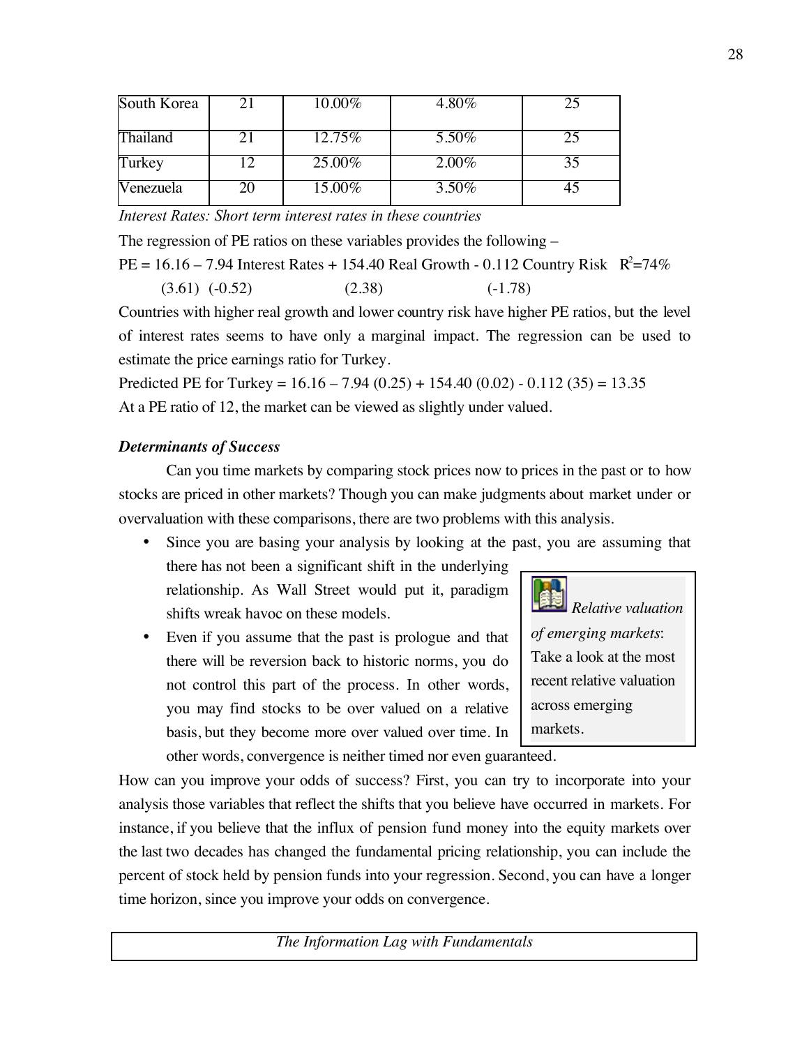| South Korea | 21 | 10.00% | 4.80% | 25 |
| --- | --- | --- | --- | --- |
| Thailand | 21 | 12.75% | 5.50% | 25 |
| Turkey | 12 | 25.00% | 2.00% | 35 |
| Venezuela | 20 | 15.00% | 3.50% | 45 |

*Interest Rates: Short term interest rates in these countries*

The regression of PE ratios on these variables provides the following –

$$PE = 16.16 - 7.94 \text{ Interest Rates} + 154.40 \text{ Real Growth} - 0.112 \text{ Country Risk} \quad R^2 = 74\%$$

$$(3.61) \quad (-0.52) \qquad (2.38) \qquad (-1.78)$$

Countries with higher real growth and lower country risk have higher PE ratios, but the level of interest rates seems to have only a marginal impact. The regression can be used to estimate the price earnings ratio for Turkey.

Predicted PE for Turkey = $16.16 - 7.94\ (0.25) + 154.40\ (0.02) - 0.112\ (35) = 13.35$

At a PE ratio of 12, the market can be viewed as slightly under valued.

***Determinants of Success***

Can you time markets by comparing stock prices now to prices in the past or to how stocks are priced in other markets? Though you can make judgments about market under or overvaluation with these comparisons, there are two problems with this analysis.

- Since you are basing your analysis by looking at the past, you are assuming that there has not been a significant shift in the underlying relationship. As Wall Street would put it, paradigm shifts wreak havoc on these models.
- Even if you assume that the past is prologue and that there will be reversion back to historic norms, you do not control this part of the process. In other words, you may find stocks to be over valued on a relative basis, but they become more over valued over time. In other words, convergence is neither timed nor even guaranteed.

*Relative valuation of emerging markets*: Take a look at the most recent relative valuation across emerging markets.

How can you improve your odds of success? First, you can try to incorporate into your analysis those variables that reflect the shifts that you believe have occurred in markets. For instance, if you believe that the influx of pension fund money into the equity markets over the last two decades has changed the fundamental pricing relationship, you can include the percent of stock held by pension funds into your regression. Second, you can have a longer time horizon, since you improve your odds on convergence.

*The Information Lag with Fundamentals*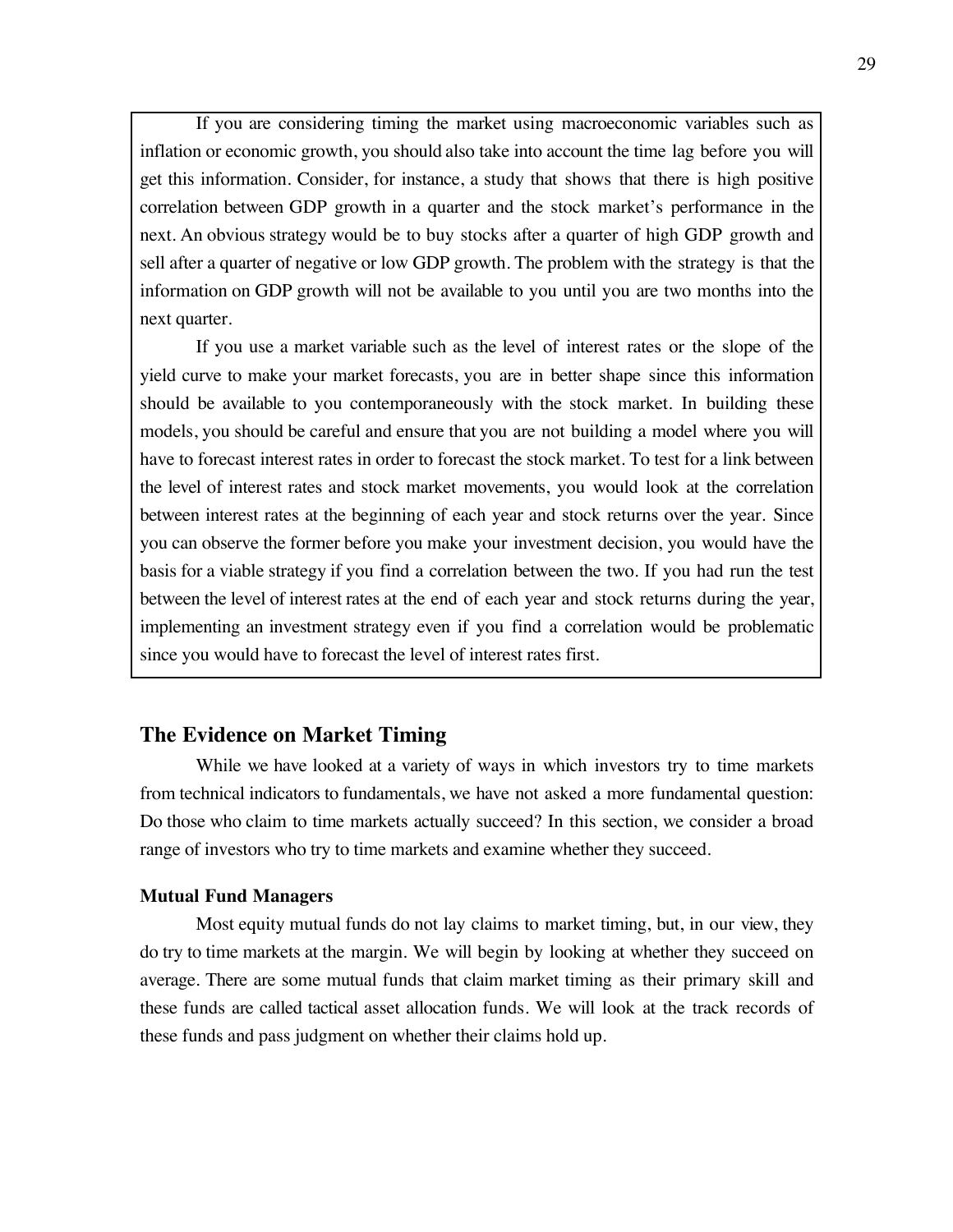If you are considering timing the market using macroeconomic variables such as inflation or economic growth, you should also take into account the time lag before you will get this information. Consider, for instance, a study that shows that there is high positive correlation between GDP growth in a quarter and the stock market's performance in the next. An obvious strategy would be to buy stocks after a quarter of high GDP growth and sell after a quarter of negative or low GDP growth. The problem with the strategy is that the information on GDP growth will not be available to you until you are two months into the next quarter.

If you use a market variable such as the level of interest rates or the slope of the yield curve to make your market forecasts, you are in better shape since this information should be available to you contemporaneously with the stock market. In building these models, you should be careful and ensure that you are not building a model where you will have to forecast interest rates in order to forecast the stock market. To test for a link between the level of interest rates and stock market movements, you would look at the correlation between interest rates at the beginning of each year and stock returns over the year. Since you can observe the former before you make your investment decision, you would have the basis for a viable strategy if you find a correlation between the two. If you had run the test between the level of interest rates at the end of each year and stock returns during the year, implementing an investment strategy even if you find a correlation would be problematic since you would have to forecast the level of interest rates first.

## The Evidence on Market Timing

While we have looked at a variety of ways in which investors try to time markets from technical indicators to fundamentals, we have not asked a more fundamental question: Do those who claim to time markets actually succeed? In this section, we consider a broad range of investors who try to time markets and examine whether they succeed.

### Mutual Fund Managers

Most equity mutual funds do not lay claims to market timing, but, in our view, they do try to time markets at the margin. We will begin by looking at whether they succeed on average. There are some mutual funds that claim market timing as their primary skill and these funds are called tactical asset allocation funds. We will look at the track records of these funds and pass judgment on whether their claims hold up.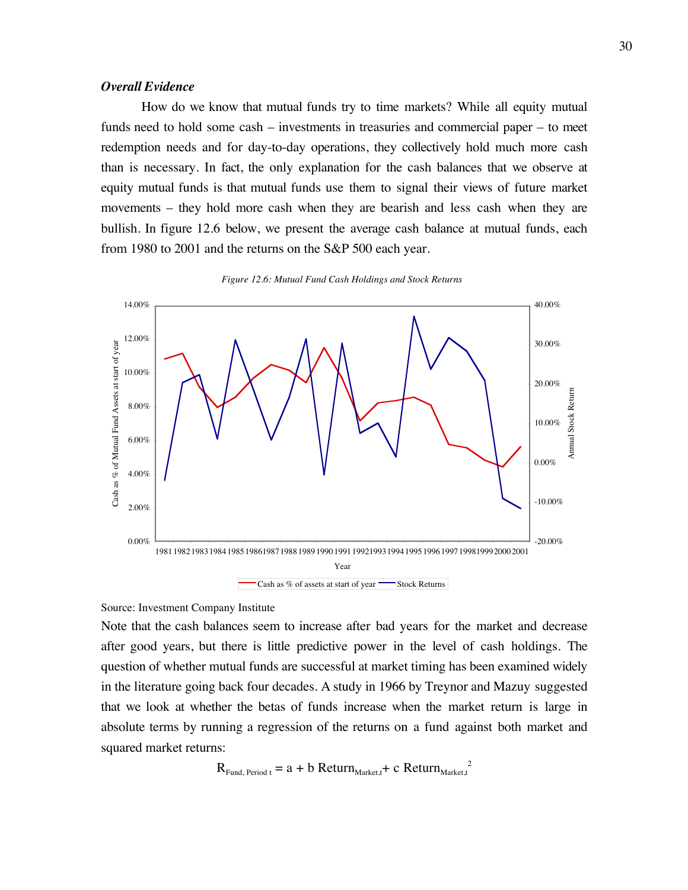### *Overall Evidence*

How do we know that mutual funds try to time markets? While all equity mutual funds need to hold some cash – investments in treasuries and commercial paper – to meet redemption needs and for day-to-day operations, they collectively hold much more cash than is necessary. In fact, the only explanation for the cash balances that we observe at equity mutual funds is that mutual funds use them to signal their views of future market movements – they hold more cash when they are bearish and less cash when they are bullish. In figure 12.6 below, we present the average cash balance at mutual funds, each from 1980 to 2001 and the returns on the S&P 500 each year.

*Figure 12.6: Mutual Fund Cash Holdings and Stock Returns*

Source: Investment Company Institute

Note that the cash balances seem to increase after bad years for the market and decrease after good years, but there is little predictive power in the level of cash holdings. The question of whether mutual funds are successful at market timing has been examined widely in the literature going back four decades. A study in 1966 by Treynor and Mazuy suggested that we look at whether the betas of funds increase when the market return is large in absolute terms by running a regression of the returns on a fund against both market and squared market returns:

$$R_{Fund,\ Period\ t} = a + b\ Return_{Market,t} + c\ Return_{Market,t}^{2}$$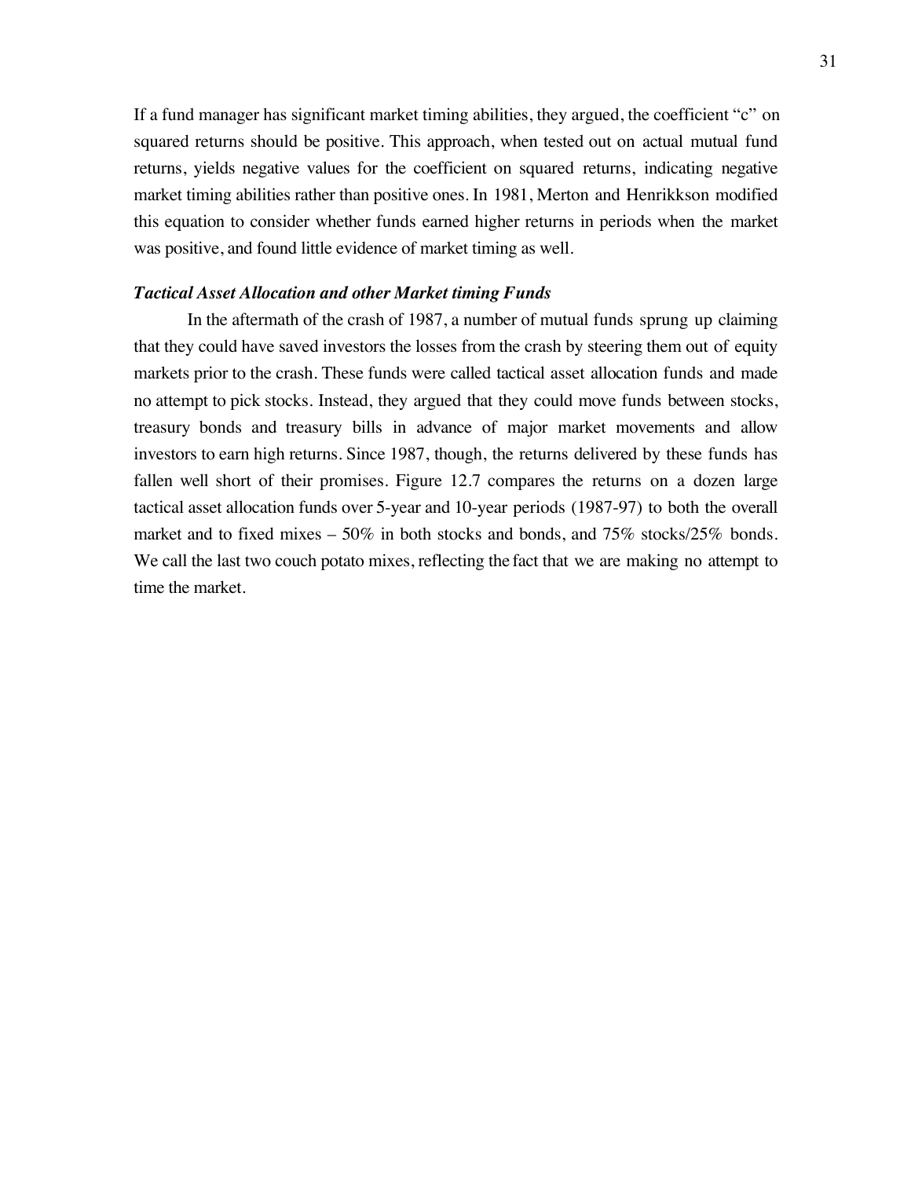If a fund manager has significant market timing abilities, they argued, the coefficient "c" on squared returns should be positive. This approach, when tested out on actual mutual fund returns, yields negative values for the coefficient on squared returns, indicating negative market timing abilities rather than positive ones. In 1981, Merton and Henrikkson modified this equation to consider whether funds earned higher returns in periods when the market was positive, and found little evidence of market timing as well.

***Tactical Asset Allocation and other Market timing Funds***

In the aftermath of the crash of 1987, a number of mutual funds sprung up claiming that they could have saved investors the losses from the crash by steering them out of equity markets prior to the crash. These funds were called tactical asset allocation funds and made no attempt to pick stocks. Instead, they argued that they could move funds between stocks, treasury bonds and treasury bills in advance of major market movements and allow investors to earn high returns. Since 1987, though, the returns delivered by these funds has fallen well short of their promises. Figure 12.7 compares the returns on a dozen large tactical asset allocation funds over 5-year and 10-year periods (1987-97) to both the overall market and to fixed mixes – 50% in both stocks and bonds, and 75% stocks/25% bonds. We call the last two couch potato mixes, reflecting the fact that we are making no attempt to time the market.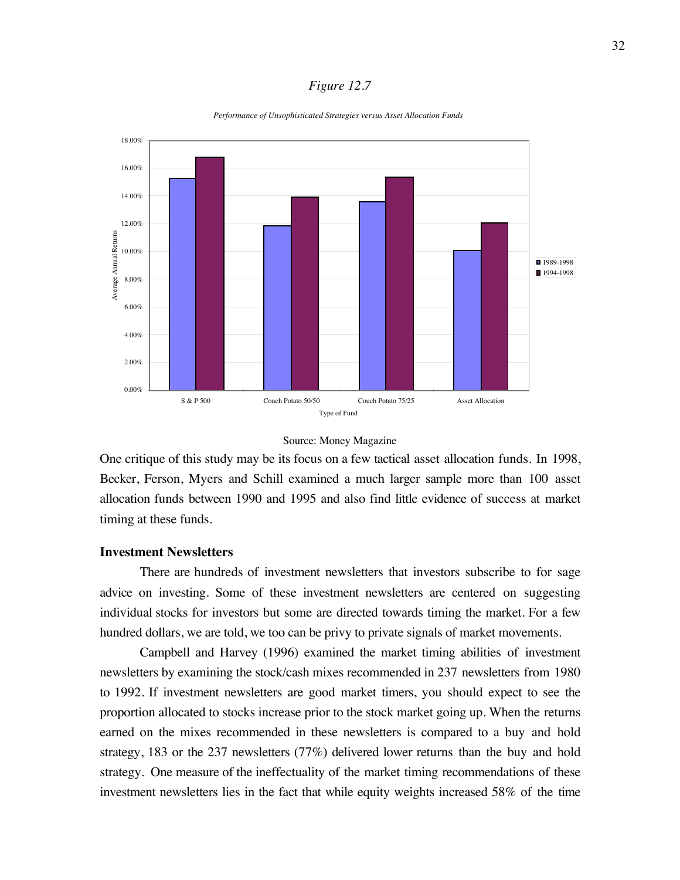*Figure 12.7*

*Performance of Unsophisticated Strategies versus Asset Allocation Funds*

Source: Money Magazine

One critique of this study may be its focus on a few tactical asset allocation funds. In 1998, Becker, Ferson, Myers and Schill examined a much larger sample more than 100 asset allocation funds between 1990 and 1995 and also find little evidence of success at market timing at these funds.

### Investment Newsletters

There are hundreds of investment newsletters that investors subscribe to for sage advice on investing. Some of these investment newsletters are centered on suggesting individual stocks for investors but some are directed towards timing the market. For a few hundred dollars, we are told, we too can be privy to private signals of market movements.

Campbell and Harvey (1996) examined the market timing abilities of investment newsletters by examining the stock/cash mixes recommended in 237 newsletters from 1980 to 1992. If investment newsletters are good market timers, you should expect to see the proportion allocated to stocks increase prior to the stock market going up. When the returns earned on the mixes recommended in these newsletters is compared to a buy and hold strategy, 183 or the 237 newsletters (77%) delivered lower returns than the buy and hold strategy. One measure of the ineffectuality of the market timing recommendations of these investment newsletters lies in the fact that while equity weights increased 58% of the time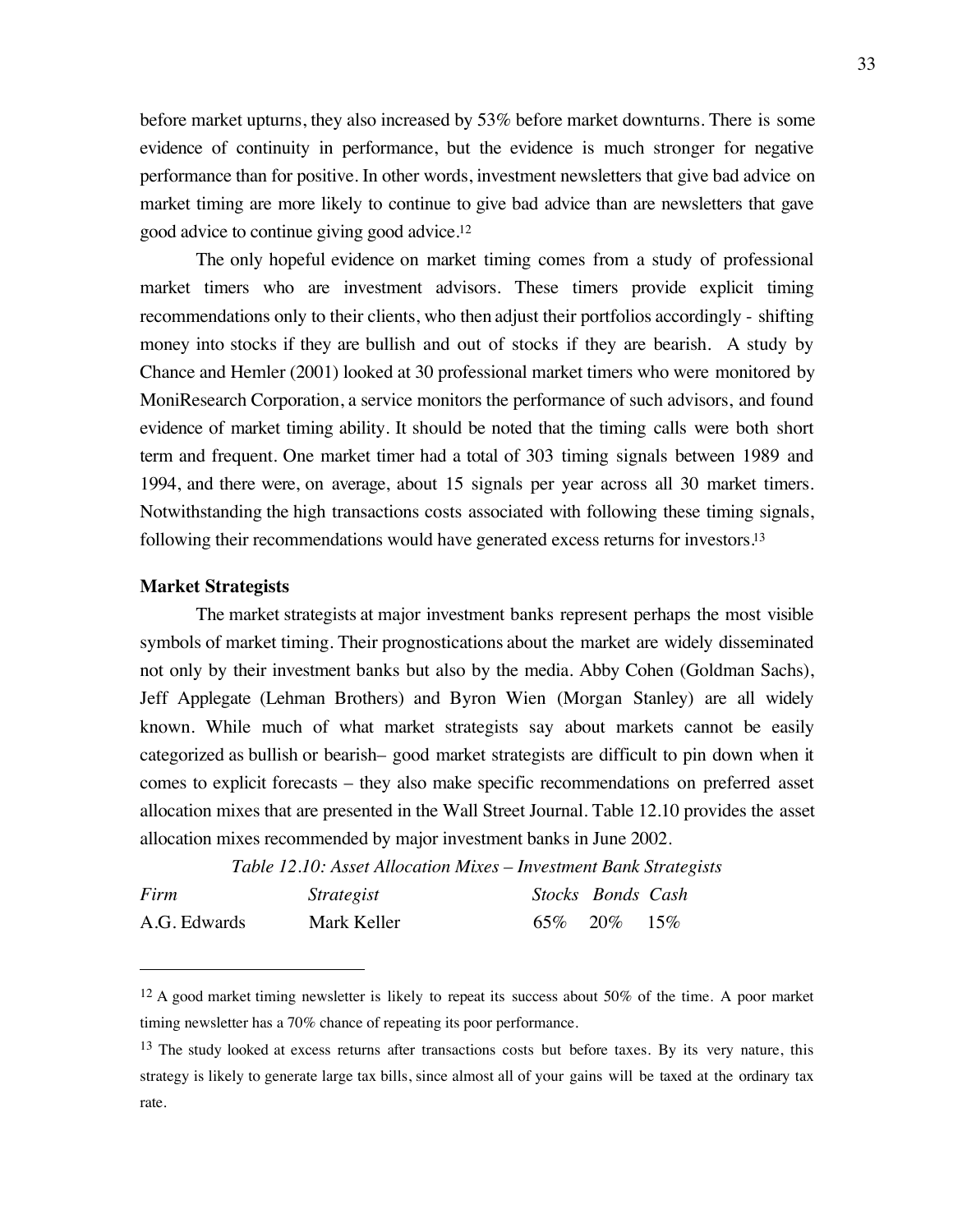before market upturns, they also increased by 53% before market downturns. There is some evidence of continuity in performance, but the evidence is much stronger for negative performance than for positive. In other words, investment newsletters that give bad advice on market timing are more likely to continue to give bad advice than are newsletters that gave good advice to continue giving good advice.[12]

The only hopeful evidence on market timing comes from a study of professional market timers who are investment advisors. These timers provide explicit timing recommendations only to their clients, who then adjust their portfolios accordingly - shifting money into stocks if they are bullish and out of stocks if they are bearish. A study by Chance and Hemler (2001) looked at 30 professional market timers who were monitored by MoniResearch Corporation, a service monitors the performance of such advisors, and found evidence of market timing ability. It should be noted that the timing calls were both short term and frequent. One market timer had a total of 303 timing signals between 1989 and 1994, and there were, on average, about 15 signals per year across all 30 market timers. Notwithstanding the high transactions costs associated with following these timing signals, following their recommendations would have generated excess returns for investors.[13]

### Market Strategists

The market strategists at major investment banks represent perhaps the most visible symbols of market timing. Their prognostications about the market are widely disseminated not only by their investment banks but also by the media. Abby Cohen (Goldman Sachs), Jeff Applegate (Lehman Brothers) and Byron Wien (Morgan Stanley) are all widely known. While much of what market strategists say about markets cannot be easily categorized as bullish or bearish– good market strategists are difficult to pin down when it comes to explicit forecasts – they also make specific recommendations on preferred asset allocation mixes that are presented in the Wall Street Journal. Table 12.10 provides the asset allocation mixes recommended by major investment banks in June 2002.

*Table 12.10: Asset Allocation Mixes – Investment Bank Strategists*

| *Firm* | *Strategist* | *Stocks* | *Bonds* | *Cash* |
|---|---|---|---|---|
| A.G. Edwards | Mark Keller | 65% | 20% | 15% |

---

[12] A good market timing newsletter is likely to repeat its success about 50% of the time. A poor market timing newsletter has a 70% chance of repeating its poor performance.

[13] The study looked at excess returns after transactions costs but before taxes. By its very nature, this strategy is likely to generate large tax bills, since almost all of your gains will be taxed at the ordinary tax rate.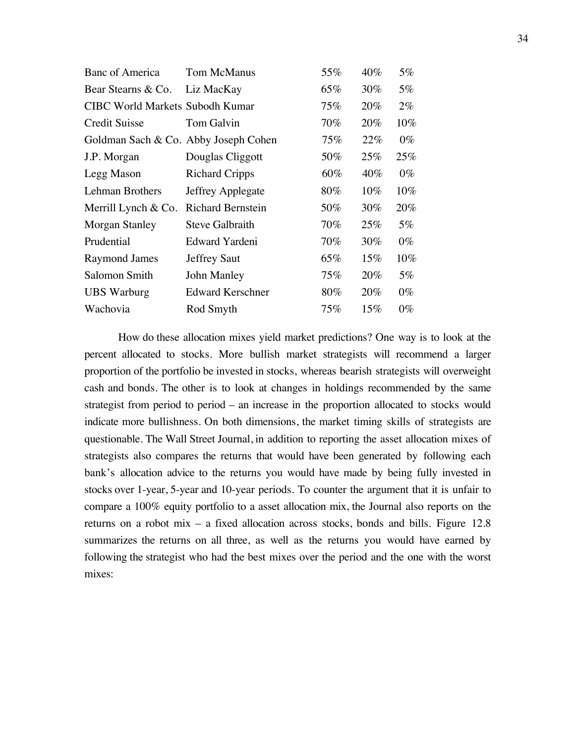| | | | | |
|---|---|---|---|---|
| Banc of America | Tom McManus | 55% | 40% | 5% |
| Bear Stearns & Co. | Liz MacKay | 65% | 30% | 5% |
| CIBC World Markets | Subodh Kumar | 75% | 20% | 2% |
| Credit Suisse | Tom Galvin | 70% | 20% | 10% |
| Goldman Sach & Co. | Abby Joseph Cohen | 75% | 22% | 0% |
| J.P. Morgan | Douglas Cliggott | 50% | 25% | 25% |
| Legg Mason | Richard Cripps | 60% | 40% | 0% |
| Lehman Brothers | Jeffrey Applegate | 80% | 10% | 10% |
| Merrill Lynch & Co. | Richard Bernstein | 50% | 30% | 20% |
| Morgan Stanley | Steve Galbraith | 70% | 25% | 5% |
| Prudential | Edward Yardeni | 70% | 30% | 0% |
| Raymond James | Jeffrey Saut | 65% | 15% | 10% |
| Salomon Smith | John Manley | 75% | 20% | 5% |
| UBS Warburg | Edward Kerschner | 80% | 20% | 0% |
| Wachovia | Rod Smyth | 75% | 15% | 0% |

How do these allocation mixes yield market predictions? One way is to look at the percent allocated to stocks. More bullish market strategists will recommend a larger proportion of the portfolio be invested in stocks, whereas bearish strategists will overweight cash and bonds. The other is to look at changes in holdings recommended by the same strategist from period to period – an increase in the proportion allocated to stocks would indicate more bullishness. On both dimensions, the market timing skills of strategists are questionable. The Wall Street Journal, in addition to reporting the asset allocation mixes of strategists also compares the returns that would have been generated by following each bank's allocation advice to the returns you would have made by being fully invested in stocks over 1-year, 5-year and 10-year periods. To counter the argument that it is unfair to compare a 100% equity portfolio to a asset allocation mix, the Journal also reports on the returns on a robot mix – a fixed allocation across stocks, bonds and bills. Figure 12.8 summarizes the returns on all three, as well as the returns you would have earned by following the strategist who had the best mixes over the period and the one with the worst mixes: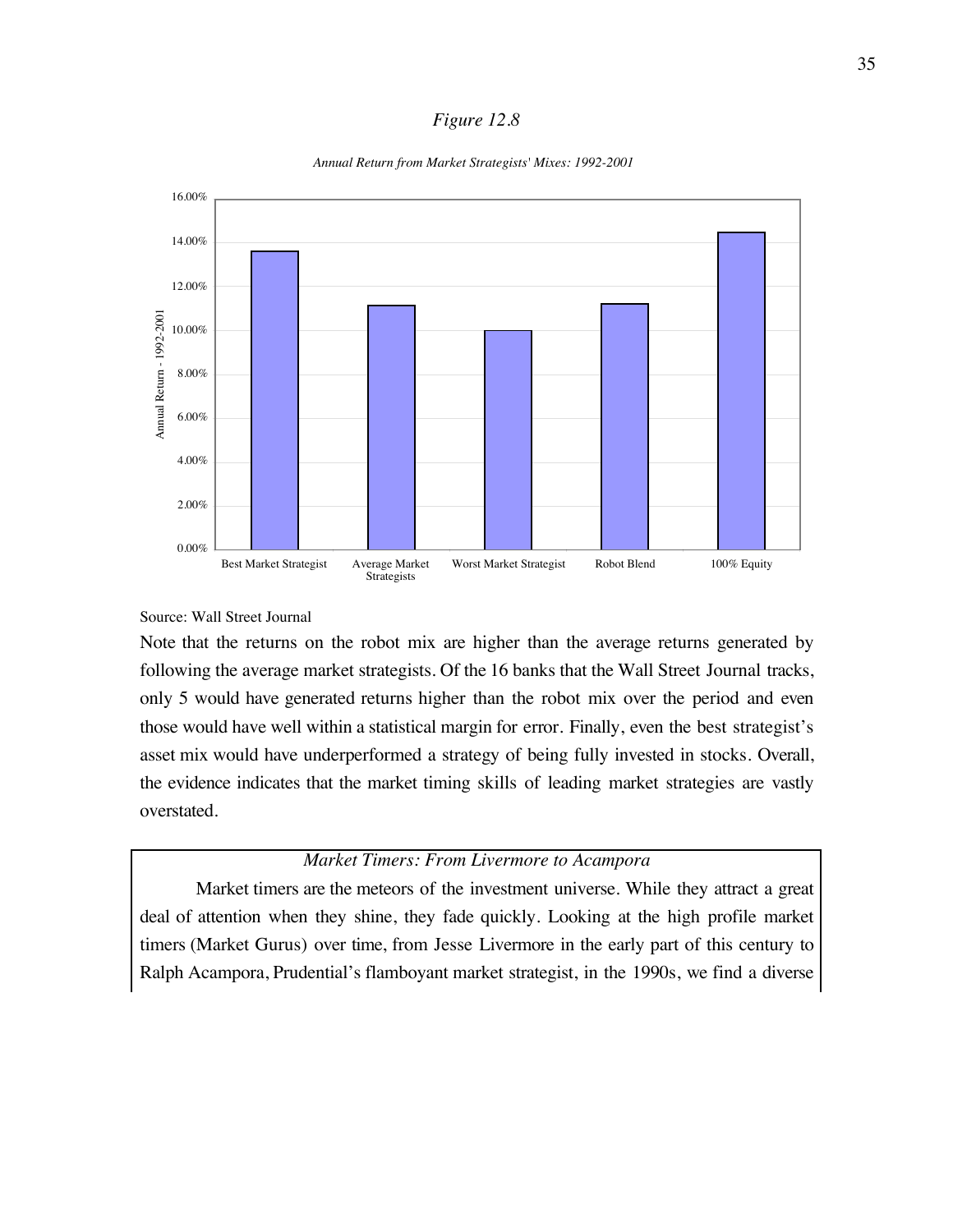*Figure 12.8*

*Annual Return from Market Strategists' Mixes: 1992-2001*

Source: Wall Street Journal

Note that the returns on the robot mix are higher than the average returns generated by following the average market strategists. Of the 16 banks that the Wall Street Journal tracks, only 5 would have generated returns higher than the robot mix over the period and even those would have well within a statistical margin for error. Finally, even the best strategist's asset mix would have underperformed a strategy of being fully invested in stocks. Overall, the evidence indicates that the market timing skills of leading market strategies are vastly overstated.

*Market Timers: From Livermore to Acampora*

Market timers are the meteors of the investment universe. While they attract a great deal of attention when they shine, they fade quickly. Looking at the high profile market timers (Market Gurus) over time, from Jesse Livermore in the early part of this century to Ralph Acampora, Prudential's flamboyant market strategist, in the 1990s, we find a diverse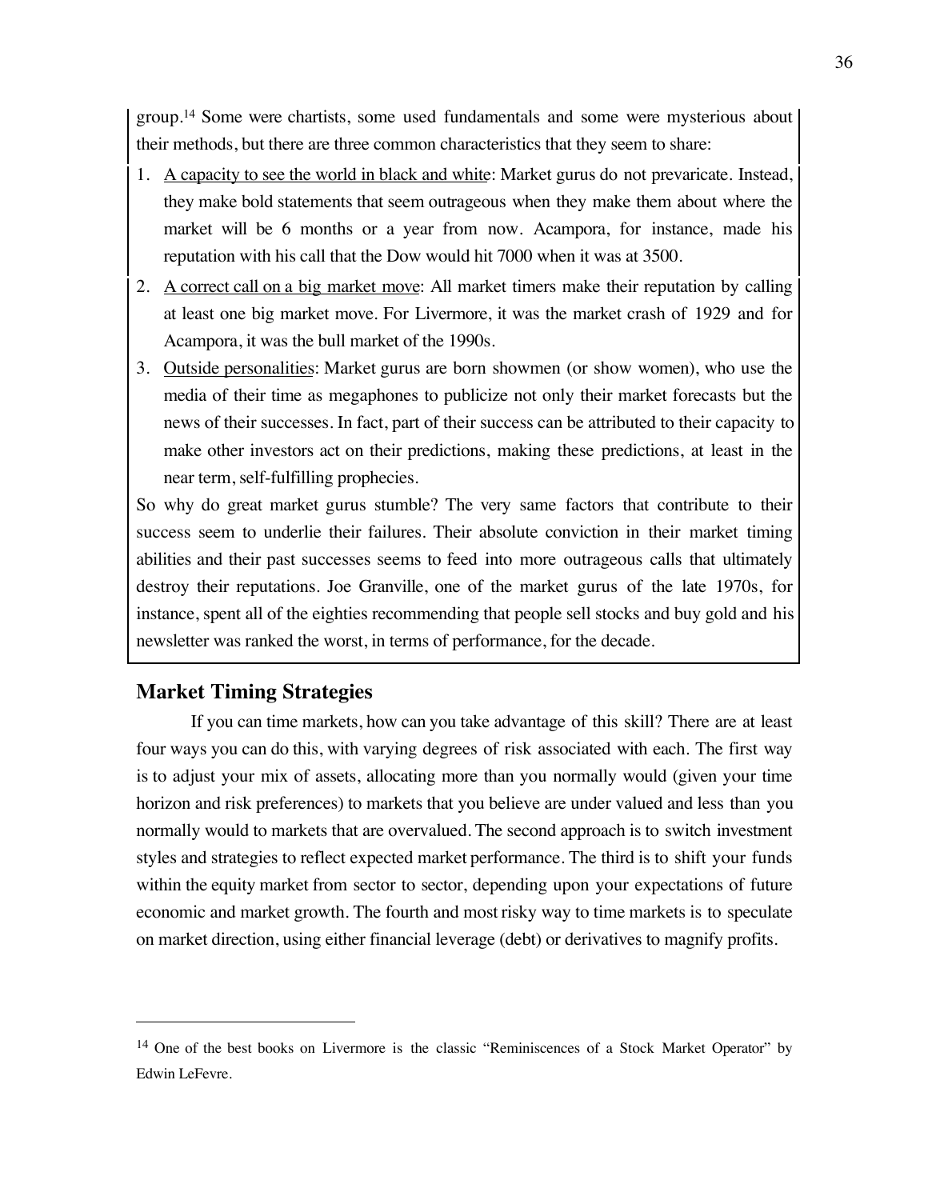group.[14] Some were chartists, some used fundamentals and some were mysterious about their methods, but there are three common characteristics that they seem to share:

1. A capacity to see the world in black and white: Market gurus do not prevaricate. Instead, they make bold statements that seem outrageous when they make them about where the market will be 6 months or a year from now. Acampora, for instance, made his reputation with his call that the Dow would hit 7000 when it was at 3500.
2. A correct call on a big market move: All market timers make their reputation by calling at least one big market move. For Livermore, it was the market crash of 1929 and for Acampora, it was the bull market of the 1990s.
3. Outside personalities: Market gurus are born showmen (or show women), who use the media of their time as megaphones to publicize not only their market forecasts but the news of their successes. In fact, part of their success can be attributed to their capacity to make other investors act on their predictions, making these predictions, at least in the near term, self-fulfilling prophecies.

So why do great market gurus stumble? The very same factors that contribute to their success seem to underlie their failures. Their absolute conviction in their market timing abilities and their past successes seems to feed into more outrageous calls that ultimately destroy their reputations. Joe Granville, one of the market gurus of the late 1970s, for instance, spent all of the eighties recommending that people sell stocks and buy gold and his newsletter was ranked the worst, in terms of performance, for the decade.

## Market Timing Strategies

If you can time markets, how can you take advantage of this skill? There are at least four ways you can do this, with varying degrees of risk associated with each. The first way is to adjust your mix of assets, allocating more than you normally would (given your time horizon and risk preferences) to markets that you believe are under valued and less than you normally would to markets that are overvalued. The second approach is to switch investment styles and strategies to reflect expected market performance. The third is to shift your funds within the equity market from sector to sector, depending upon your expectations of future economic and market growth. The fourth and most risky way to time markets is to speculate on market direction, using either financial leverage (debt) or derivatives to magnify profits.

---

[14] One of the best books on Livermore is the classic "Reminiscences of a Stock Market Operator" by Edwin LeFevre.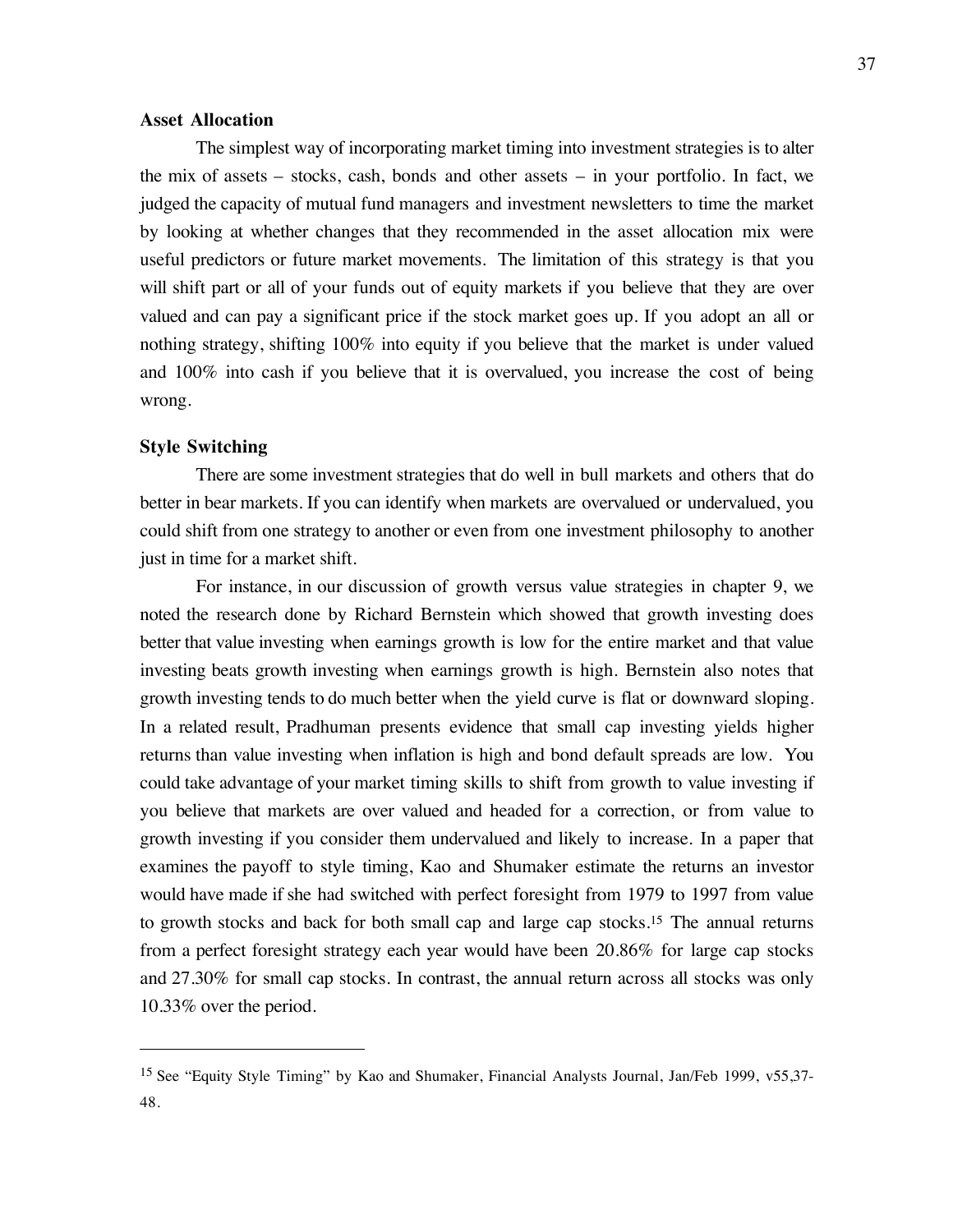### Asset Allocation

The simplest way of incorporating market timing into investment strategies is to alter the mix of assets – stocks, cash, bonds and other assets – in your portfolio. In fact, we judged the capacity of mutual fund managers and investment newsletters to time the market by looking at whether changes that they recommended in the asset allocation mix were useful predictors or future market movements. The limitation of this strategy is that you will shift part or all of your funds out of equity markets if you believe that they are over valued and can pay a significant price if the stock market goes up. If you adopt an all or nothing strategy, shifting 100% into equity if you believe that the market is under valued and 100% into cash if you believe that it is overvalued, you increase the cost of being wrong.

### Style Switching

There are some investment strategies that do well in bull markets and others that do better in bear markets. If you can identify when markets are overvalued or undervalued, you could shift from one strategy to another or even from one investment philosophy to another just in time for a market shift.

For instance, in our discussion of growth versus value strategies in chapter 9, we noted the research done by Richard Bernstein which showed that growth investing does better that value investing when earnings growth is low for the entire market and that value investing beats growth investing when earnings growth is high. Bernstein also notes that growth investing tends to do much better when the yield curve is flat or downward sloping. In a related result, Pradhuman presents evidence that small cap investing yields higher returns than value investing when inflation is high and bond default spreads are low. You could take advantage of your market timing skills to shift from growth to value investing if you believe that markets are over valued and headed for a correction, or from value to growth investing if you consider them undervalued and likely to increase. In a paper that examines the payoff to style timing, Kao and Shumaker estimate the returns an investor would have made if she had switched with perfect foresight from 1979 to 1997 from value to growth stocks and back for both small cap and large cap stocks.[15] The annual returns from a perfect foresight strategy each year would have been 20.86% for large cap stocks and 27.30% for small cap stocks. In contrast, the annual return across all stocks was only 10.33% over the period.

---

[15] See "Equity Style Timing" by Kao and Shumaker, Financial Analysts Journal, Jan/Feb 1999, v55,37-48.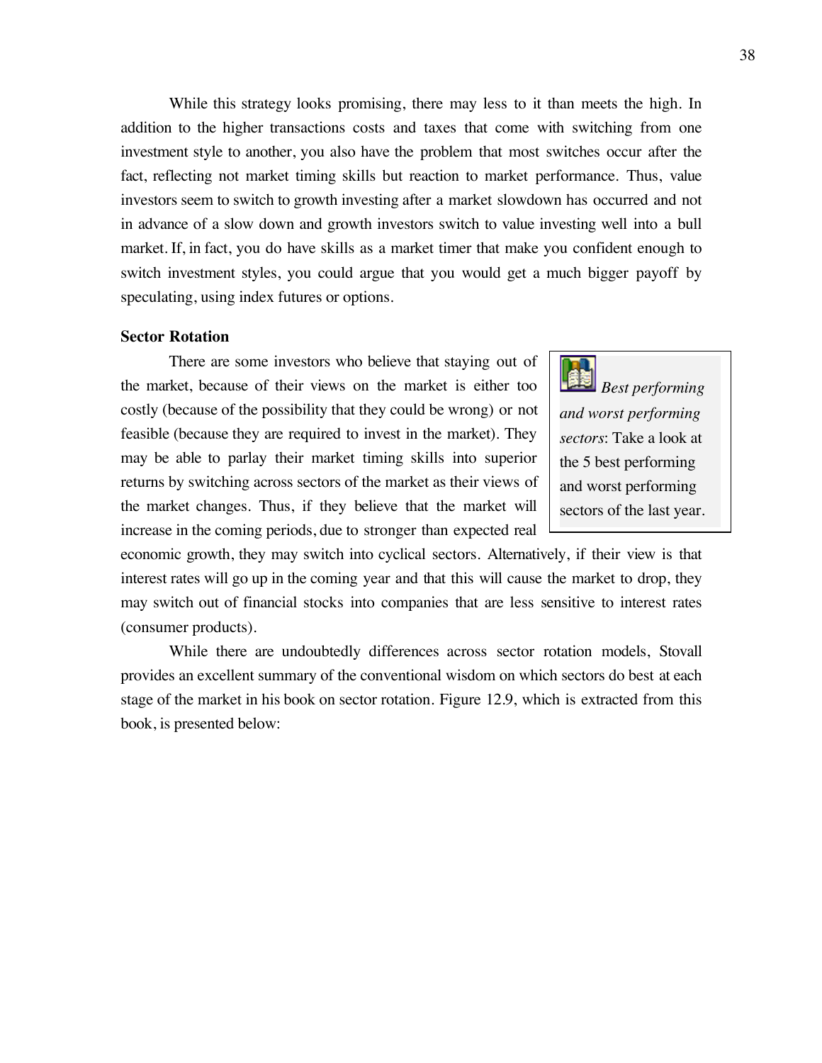While this strategy looks promising, there may less to it than meets the high. In addition to the higher transactions costs and taxes that come with switching from one investment style to another, you also have the problem that most switches occur after the fact, reflecting not market timing skills but reaction to market performance. Thus, value investors seem to switch to growth investing after a market slowdown has occurred and not in advance of a slow down and growth investors switch to value investing well into a bull market. If, in fact, you do have skills as a market timer that make you confident enough to switch investment styles, you could argue that you would get a much bigger payoff by speculating, using index futures or options.

### Sector Rotation

There are some investors who believe that staying out of the market, because of their views on the market is either too costly (because of the possibility that they could be wrong) or not feasible (because they are required to invest in the market). They may be able to parlay their market timing skills into superior returns by switching across sectors of the market as their views of the market changes. Thus, if they believe that the market will increase in the coming periods, due to stronger than expected real economic growth, they may switch into cyclical sectors. Alternatively, if their view is that interest rates will go up in the coming year and that this will cause the market to drop, they may switch out of financial stocks into companies that are less sensitive to interest rates (consumer products).

> *Best performing and worst performing sectors*: Take a look at the 5 best performing and worst performing sectors of the last year.

While there are undoubtedly differences across sector rotation models, Stovall provides an excellent summary of the conventional wisdom on which sectors do best at each stage of the market in his book on sector rotation. Figure 12.9, which is extracted from this book, is presented below: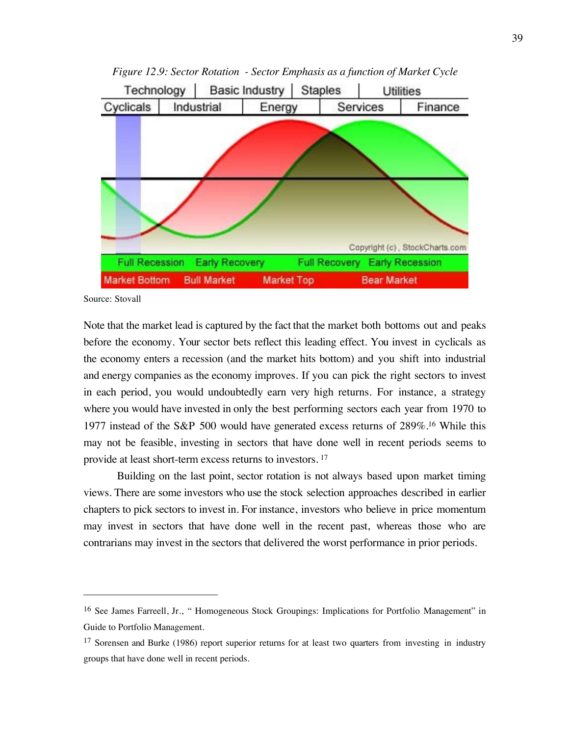*Figure 12.9: Sector Rotation - Sector Emphasis as a function of Market Cycle*

Source: Stovall

Note that the market lead is captured by the fact that the market both bottoms out and peaks before the economy. Your sector bets reflect this leading effect. You invest in cyclicals as the economy enters a recession (and the market hits bottom) and you shift into industrial and energy companies as the economy improves. If you can pick the right sectors to invest in each period, you would undoubtedly earn very high returns. For instance, a strategy where you would have invested in only the best performing sectors each year from 1970 to 1977 instead of the S&P 500 would have generated excess returns of 289%.[16] While this may not be feasible, investing in sectors that have done well in recent periods seems to provide at least short-term excess returns to investors.[17]

Building on the last point, sector rotation is not always based upon market timing views. There are some investors who use the stock selection approaches described in earlier chapters to pick sectors to invest in. For instance, investors who believe in price momentum may invest in sectors that have done well in the recent past, whereas those who are contrarians may invest in the sectors that delivered the worst performance in prior periods.

---

[16] See James Farreell, Jr., " Homogeneous Stock Groupings: Implications for Portfolio Management" in Guide to Portfolio Management.

[17] Sorensen and Burke (1986) report superior returns for at least two quarters from investing in industry groups that have done well in recent periods.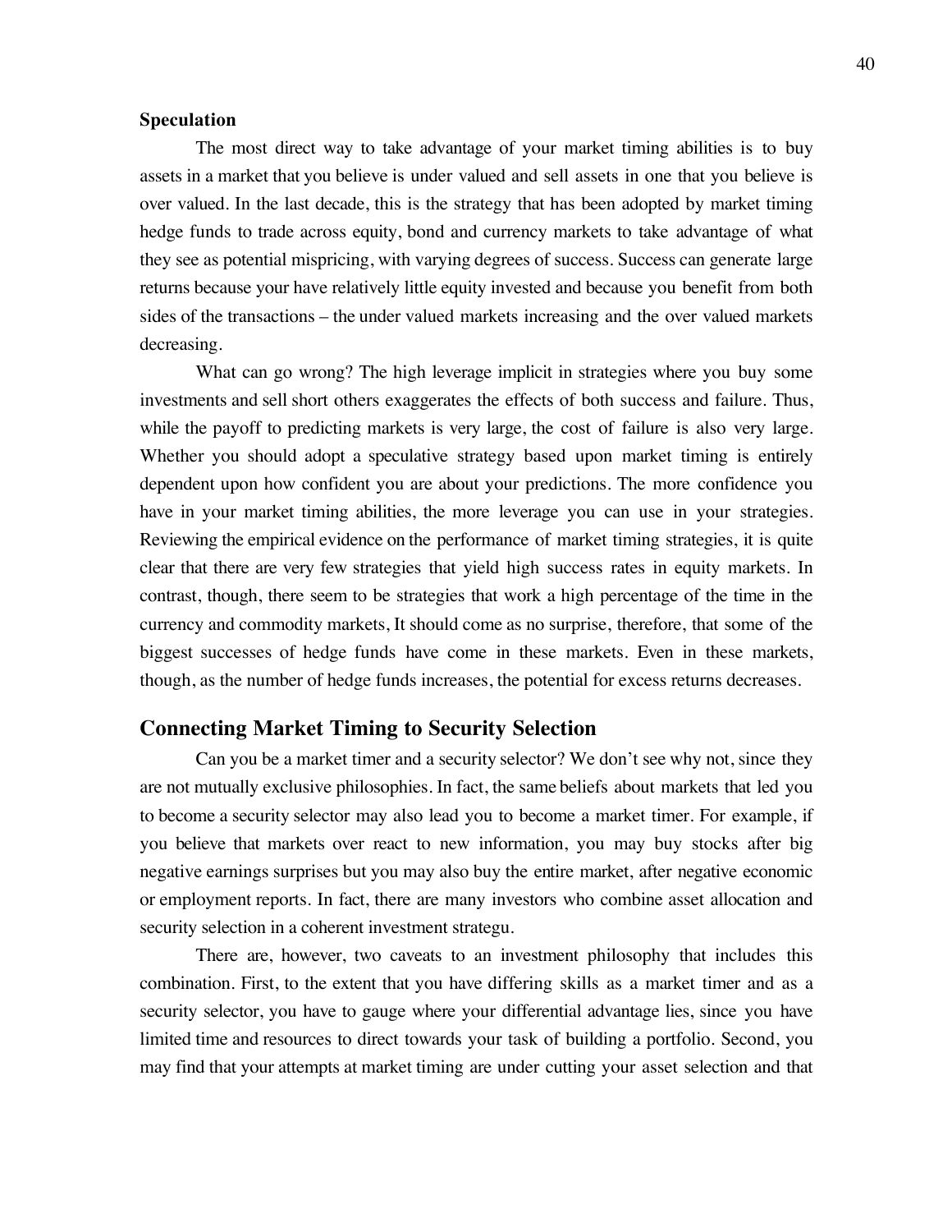**Speculation**

The most direct way to take advantage of your market timing abilities is to buy assets in a market that you believe is under valued and sell assets in one that you believe is over valued. In the last decade, this is the strategy that has been adopted by market timing hedge funds to trade across equity, bond and currency markets to take advantage of what they see as potential mispricing, with varying degrees of success. Success can generate large returns because your have relatively little equity invested and because you benefit from both sides of the transactions – the under valued markets increasing and the over valued markets decreasing.

What can go wrong? The high leverage implicit in strategies where you buy some investments and sell short others exaggerates the effects of both success and failure. Thus, while the payoff to predicting markets is very large, the cost of failure is also very large. Whether you should adopt a speculative strategy based upon market timing is entirely dependent upon how confident you are about your predictions. The more confidence you have in your market timing abilities, the more leverage you can use in your strategies. Reviewing the empirical evidence on the performance of market timing strategies, it is quite clear that there are very few strategies that yield high success rates in equity markets. In contrast, though, there seem to be strategies that work a high percentage of the time in the currency and commodity markets, It should come as no surprise, therefore, that some of the biggest successes of hedge funds have come in these markets. Even in these markets, though, as the number of hedge funds increases, the potential for excess returns decreases.

## Connecting Market Timing to Security Selection

Can you be a market timer and a security selector? We don't see why not, since they are not mutually exclusive philosophies. In fact, the same beliefs about markets that led you to become a security selector may also lead you to become a market timer. For example, if you believe that markets over react to new information, you may buy stocks after big negative earnings surprises but you may also buy the entire market, after negative economic or employment reports. In fact, there are many investors who combine asset allocation and security selection in a coherent investment strategu.

There are, however, two caveats to an investment philosophy that includes this combination. First, to the extent that you have differing skills as a market timer and as a security selector, you have to gauge where your differential advantage lies, since you have limited time and resources to direct towards your task of building a portfolio. Second, you may find that your attempts at market timing are under cutting your asset selection and that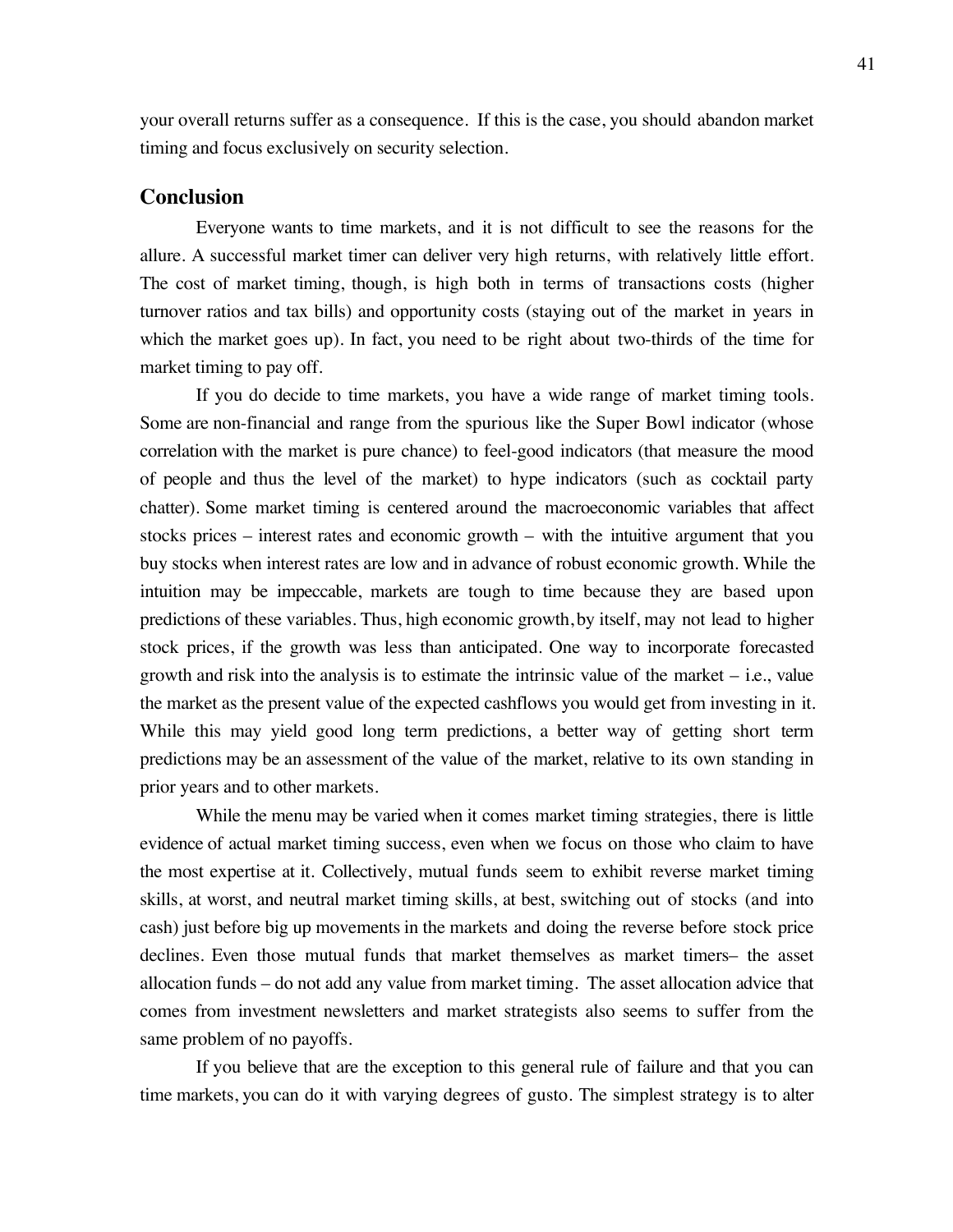your overall returns suffer as a consequence. If this is the case, you should abandon market timing and focus exclusively on security selection.

## Conclusion

Everyone wants to time markets, and it is not difficult to see the reasons for the allure. A successful market timer can deliver very high returns, with relatively little effort. The cost of market timing, though, is high both in terms of transactions costs (higher turnover ratios and tax bills) and opportunity costs (staying out of the market in years in which the market goes up). In fact, you need to be right about two-thirds of the time for market timing to pay off.

If you do decide to time markets, you have a wide range of market timing tools. Some are non-financial and range from the spurious like the Super Bowl indicator (whose correlation with the market is pure chance) to feel-good indicators (that measure the mood of people and thus the level of the market) to hype indicators (such as cocktail party chatter). Some market timing is centered around the macroeconomic variables that affect stocks prices – interest rates and economic growth – with the intuitive argument that you buy stocks when interest rates are low and in advance of robust economic growth. While the intuition may be impeccable, markets are tough to time because they are based upon predictions of these variables. Thus, high economic growth, by itself, may not lead to higher stock prices, if the growth was less than anticipated. One way to incorporate forecasted growth and risk into the analysis is to estimate the intrinsic value of the market – i.e., value the market as the present value of the expected cashflows you would get from investing in it. While this may yield good long term predictions, a better way of getting short term predictions may be an assessment of the value of the market, relative to its own standing in prior years and to other markets.

While the menu may be varied when it comes market timing strategies, there is little evidence of actual market timing success, even when we focus on those who claim to have the most expertise at it. Collectively, mutual funds seem to exhibit reverse market timing skills, at worst, and neutral market timing skills, at best, switching out of stocks (and into cash) just before big up movements in the markets and doing the reverse before stock price declines. Even those mutual funds that market themselves as market timers– the asset allocation funds – do not add any value from market timing. The asset allocation advice that comes from investment newsletters and market strategists also seems to suffer from the same problem of no payoffs.

If you believe that are the exception to this general rule of failure and that you can time markets, you can do it with varying degrees of gusto. The simplest strategy is to alter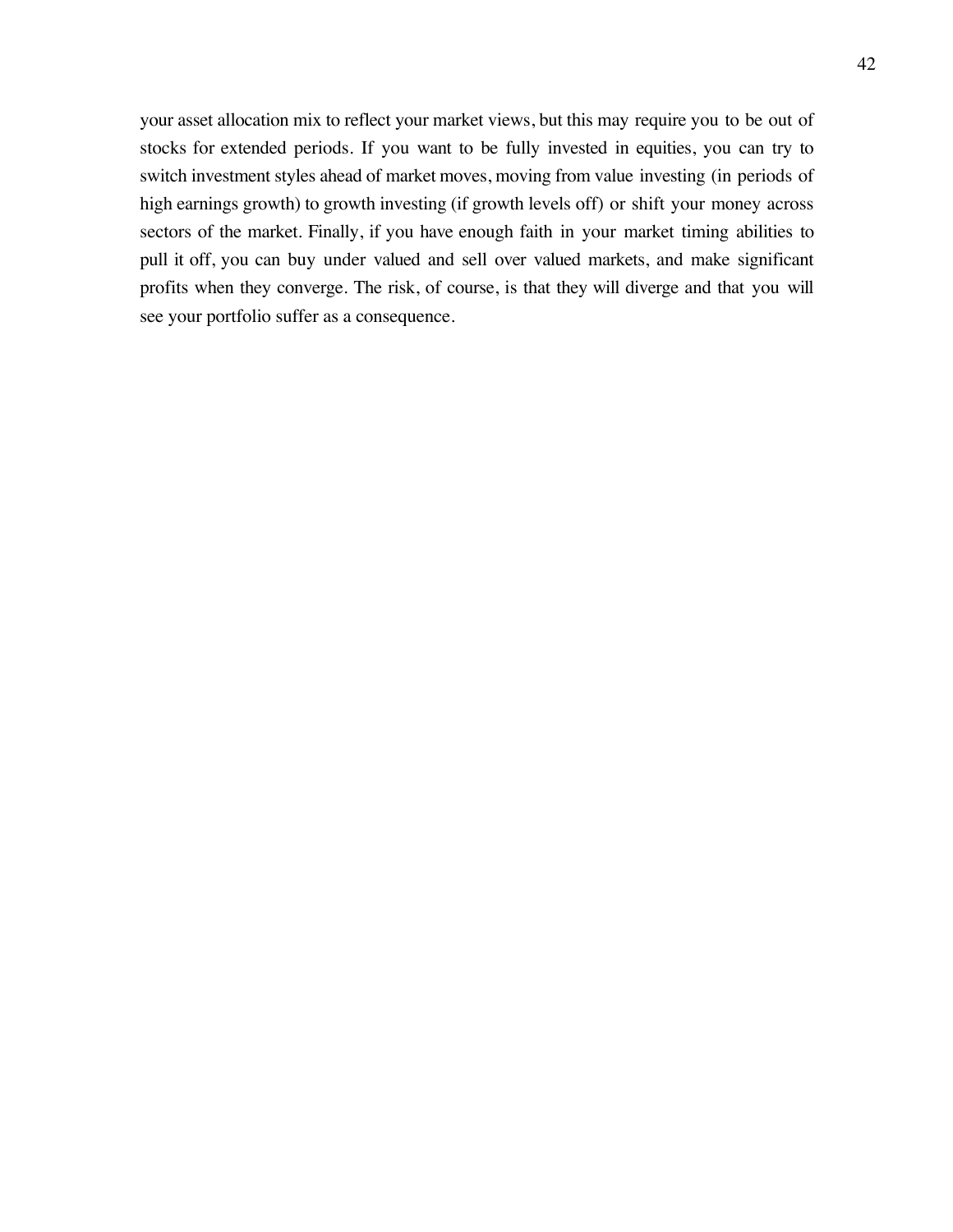your asset allocation mix to reflect your market views, but this may require you to be out of stocks for extended periods. If you want to be fully invested in equities, you can try to switch investment styles ahead of market moves, moving from value investing (in periods of high earnings growth) to growth investing (if growth levels off) or shift your money across sectors of the market. Finally, if you have enough faith in your market timing abilities to pull it off, you can buy under valued and sell over valued markets, and make significant profits when they converge. The risk, of course, is that they will diverge and that you will see your portfolio suffer as a consequence.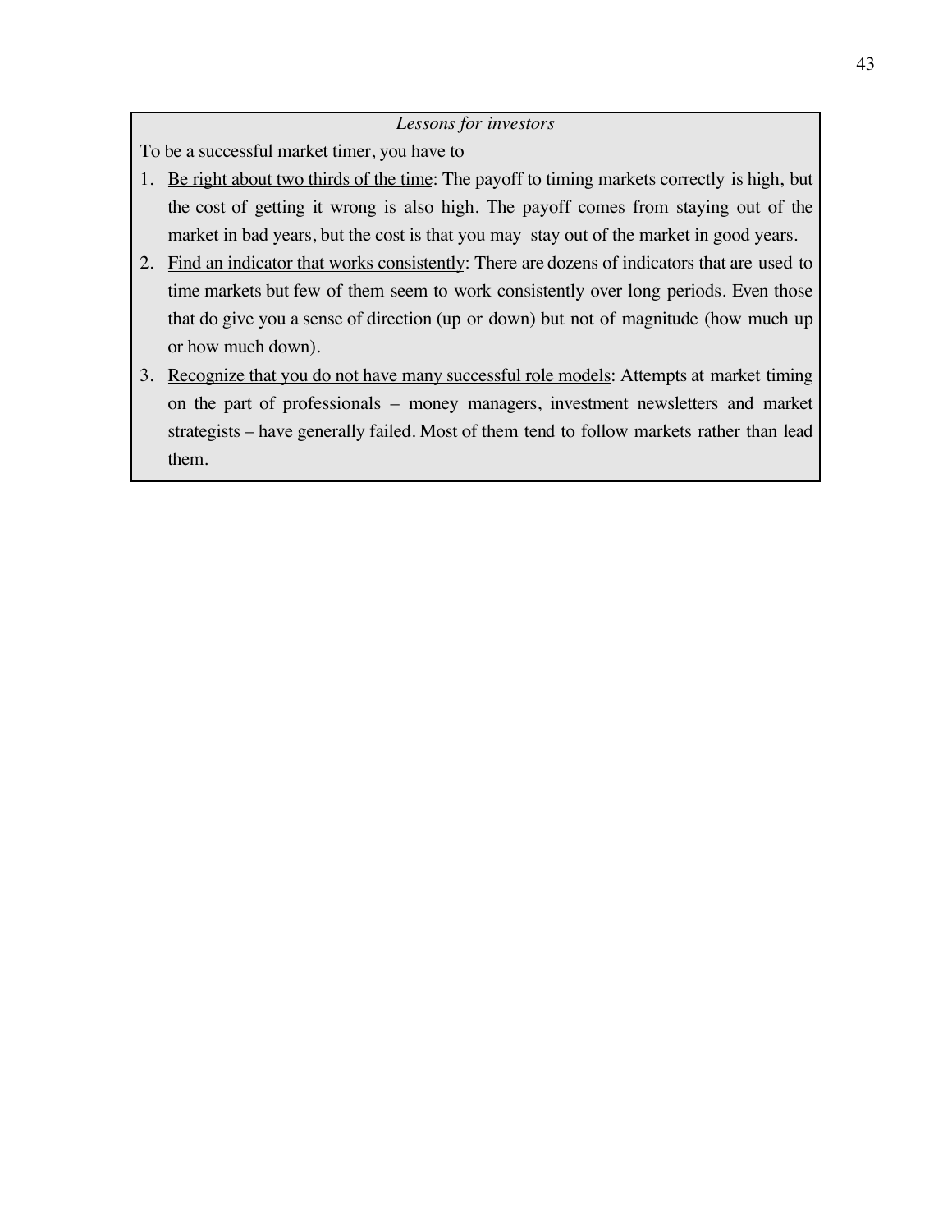*Lessons for investors*

To be a successful market timer, you have to

1. Be right about two thirds of the time: The payoff to timing markets correctly is high, but the cost of getting it wrong is also high. The payoff comes from staying out of the market in bad years, but the cost is that you may stay out of the market in good years.
2. Find an indicator that works consistently: There are dozens of indicators that are used to time markets but few of them seem to work consistently over long periods. Even those that do give you a sense of direction (up or down) but not of magnitude (how much up or how much down).
3. Recognize that you do not have many successful role models: Attempts at market timing on the part of professionals – money managers, investment newsletters and market strategists – have generally failed. Most of them tend to follow markets rather than lead them.